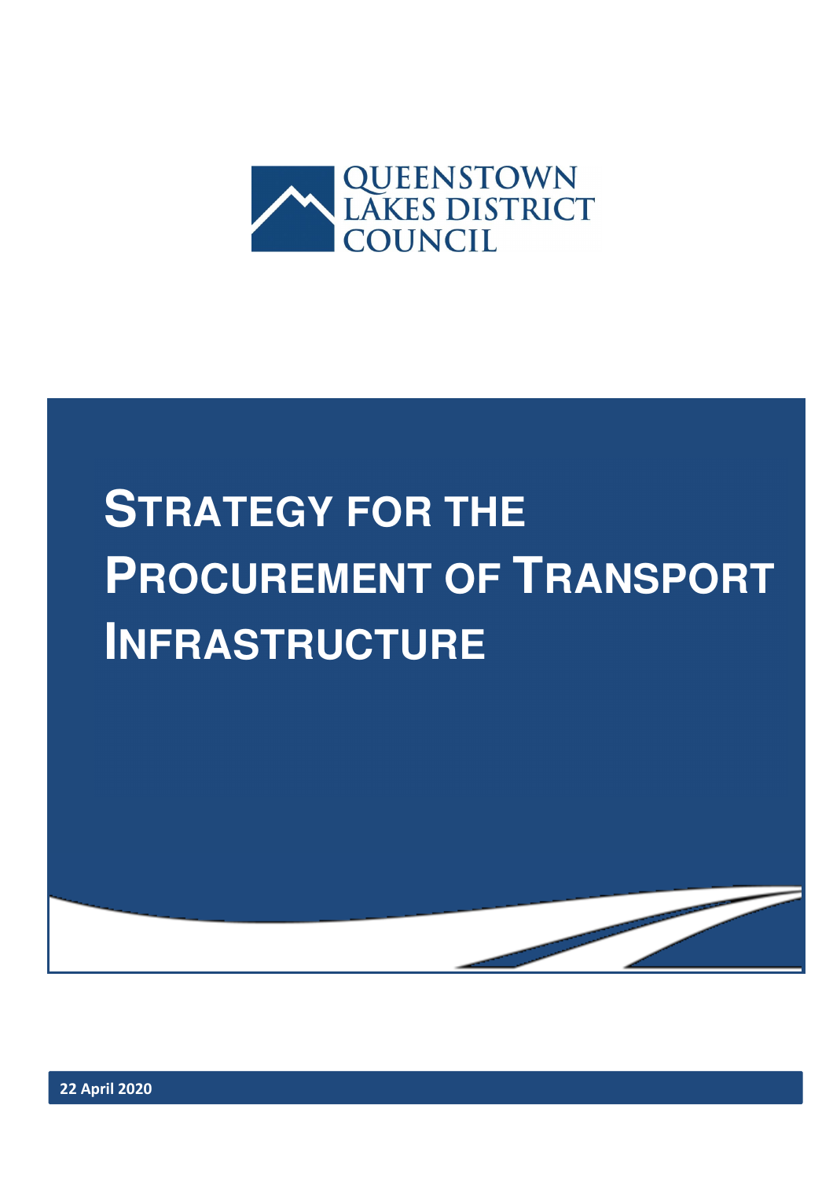QUEENSTOWN LAKES DISTRICT COUNCIL

# STRATEGY FOR THE PROCUREMENT OF TRANSPORT INFRASTRUCTURE

**22 April 2020**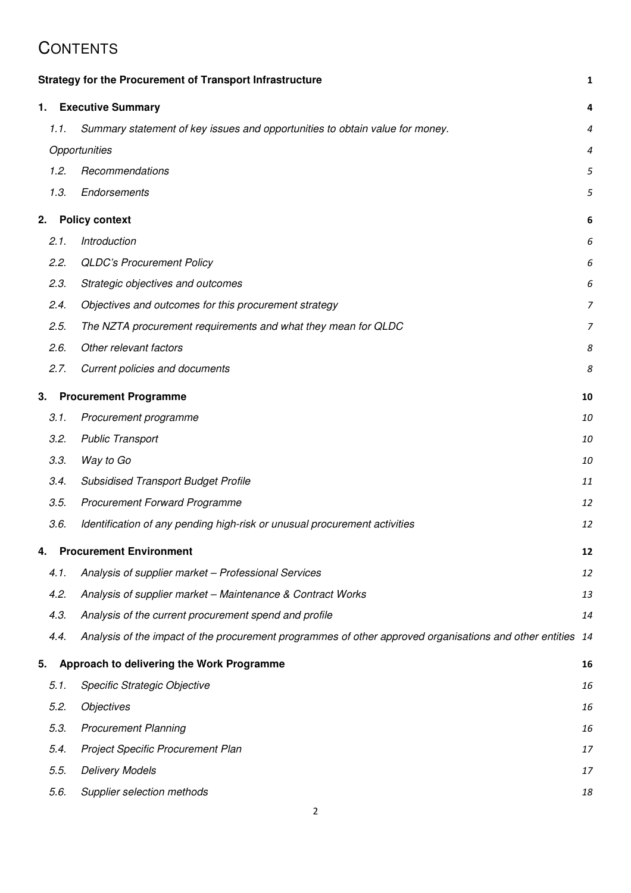# CONTENTS

**Strategy for the Procurement of Transport Infrastructure** 1

**1. Executive Summary** 4

- *1.1. Summary statement of key issues and opportunities to obtain value for money.* 4
- *Opportunities* 4
- *1.2. Recommendations* 5
- *1.3. Endorsements* 5

**2. Policy context** 6

- *2.1. Introduction* 6
- *2.2. QLDC's Procurement Policy* 6
- *2.3. Strategic objectives and outcomes* 6
- *2.4. Objectives and outcomes for this procurement strategy* 7
- *2.5. The NZTA procurement requirements and what they mean for QLDC* 7
- *2.6. Other relevant factors* 8
- *2.7. Current policies and documents* 8

**3. Procurement Programme** 10

- *3.1. Procurement programme* 10
- *3.2. Public Transport* 10
- *3.3. Way to Go* 10
- *3.4. Subsidised Transport Budget Profile* 11
- *3.5. Procurement Forward Programme* 12
- *3.6. Identification of any pending high-risk or unusual procurement activities* 12

**4. Procurement Environment** 12

- *4.1. Analysis of supplier market – Professional Services* 12
- *4.2. Analysis of supplier market – Maintenance & Contract Works* 13
- *4.3. Analysis of the current procurement spend and profile* 14
- *4.4. Analysis of the impact of the procurement programmes of other approved organisations and other entities* 14

**5. Approach to delivering the Work Programme** 16

- *5.1. Specific Strategic Objective* 16
- *5.2. Objectives* 16
- *5.3. Procurement Planning* 16
- *5.4. Project Specific Procurement Plan* 17
- *5.5. Delivery Models* 17
- *5.6. Supplier selection methods* 18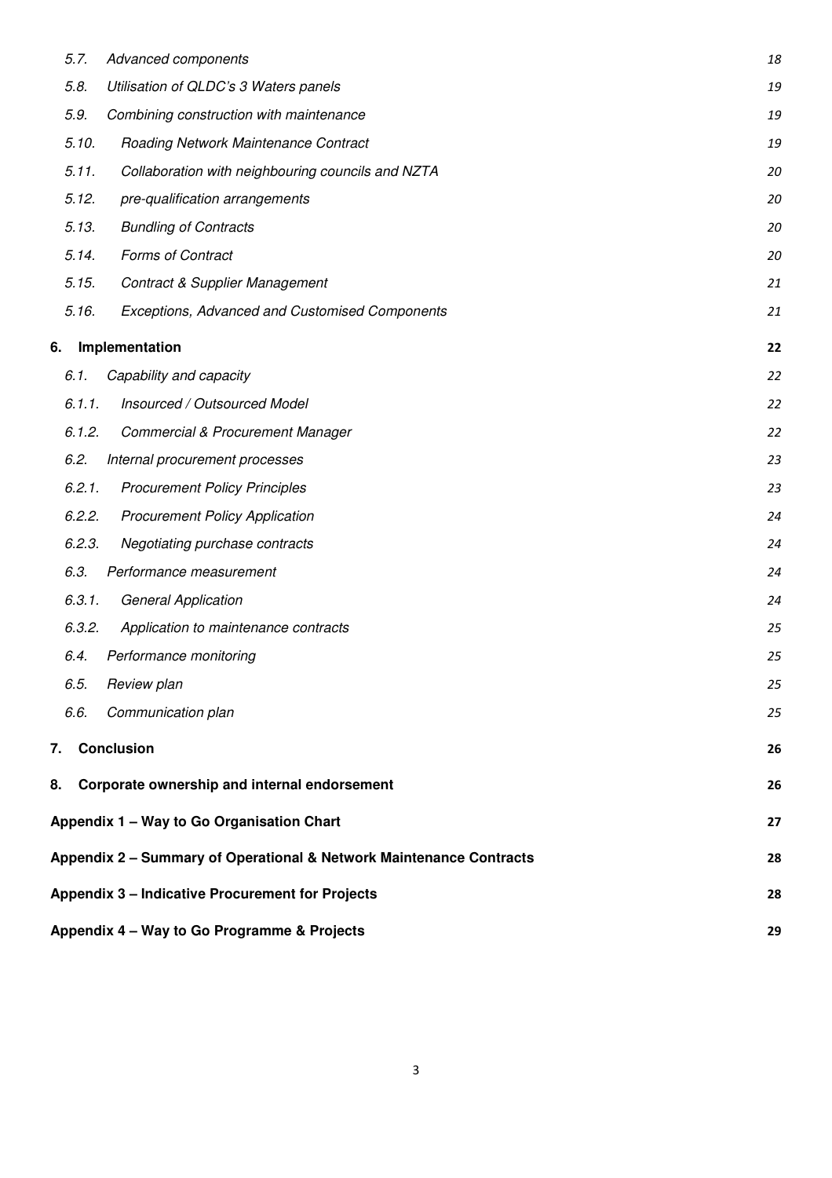| | | |
|---|---|---|
| 5.7. | *Advanced components* | 18 |
| 5.8. | *Utilisation of QLDC's 3 Waters panels* | 19 |
| 5.9. | *Combining construction with maintenance* | 19 |
| 5.10. | *Roading Network Maintenance Contract* | 19 |
| 5.11. | *Collaboration with neighbouring councils and NZTA* | 20 |
| 5.12. | *pre-qualification arrangements* | 20 |
| 5.13. | *Bundling of Contracts* | 20 |
| 5.14. | *Forms of Contract* | 20 |
| 5.15. | *Contract & Supplier Management* | 21 |
| 5.16. | *Exceptions, Advanced and Customised Components* | 21 |
| **6.** | **Implementation** | **22** |
| 6.1. | *Capability and capacity* | 22 |
| 6.1.1. | *Insourced / Outsourced Model* | 22 |
| 6.1.2. | *Commercial & Procurement Manager* | 22 |
| 6.2. | *Internal procurement processes* | 23 |
| 6.2.1. | *Procurement Policy Principles* | 23 |
| 6.2.2. | *Procurement Policy Application* | 24 |
| 6.2.3. | *Negotiating purchase contracts* | 24 |
| 6.3. | *Performance measurement* | 24 |
| 6.3.1. | *General Application* | 24 |
| 6.3.2. | *Application to maintenance contracts* | 25 |
| 6.4. | *Performance monitoring* | 25 |
| 6.5. | *Review plan* | 25 |
| 6.6. | *Communication plan* | 25 |
| **7.** | **Conclusion** | **26** |
| **8.** | **Corporate ownership and internal endorsement** | **26** |
| | **Appendix 1 – Way to Go Organisation Chart** | **27** |
| | **Appendix 2 – Summary of Operational & Network Maintenance Contracts** | **28** |
| | **Appendix 3 – Indicative Procurement for Projects** | **28** |
| | **Appendix 4 – Way to Go Programme & Projects** | **29** |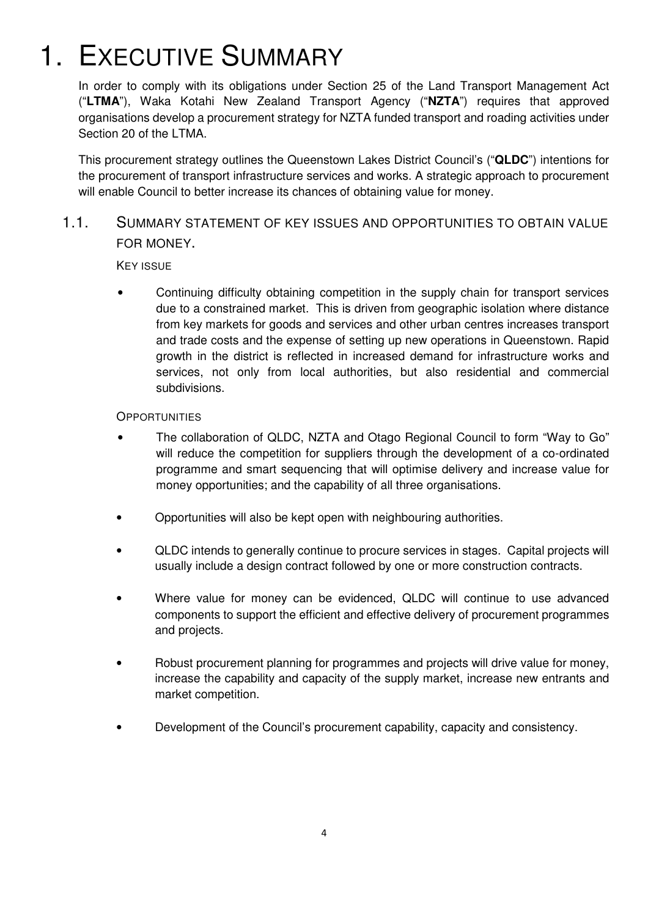# 1. Executive Summary

In order to comply with its obligations under Section 25 of the Land Transport Management Act ("**LTMA**"), Waka Kotahi New Zealand Transport Agency ("**NZTA**") requires that approved organisations develop a procurement strategy for NZTA funded transport and roading activities under Section 20 of the LTMA.

This procurement strategy outlines the Queenstown Lakes District Council's ("**QLDC**") intentions for the procurement of transport infrastructure services and works. A strategic approach to procurement will enable Council to better increase its chances of obtaining value for money.

## 1.1. Summary statement of key issues and opportunities to obtain value for money.

Key issue

- Continuing difficulty obtaining competition in the supply chain for transport services due to a constrained market. This is driven from geographic isolation where distance from key markets for goods and services and other urban centres increases transport and trade costs and the expense of setting up new operations in Queenstown. Rapid growth in the district is reflected in increased demand for infrastructure works and services, not only from local authorities, but also residential and commercial subdivisions.

Opportunities

- The collaboration of QLDC, NZTA and Otago Regional Council to form "Way to Go" will reduce the competition for suppliers through the development of a co-ordinated programme and smart sequencing that will optimise delivery and increase value for money opportunities; and the capability of all three organisations.
- Opportunities will also be kept open with neighbouring authorities.
- QLDC intends to generally continue to procure services in stages. Capital projects will usually include a design contract followed by one or more construction contracts.
- Where value for money can be evidenced, QLDC will continue to use advanced components to support the efficient and effective delivery of procurement programmes and projects.
- Robust procurement planning for programmes and projects will drive value for money, increase the capability and capacity of the supply market, increase new entrants and market competition.
- Development of the Council's procurement capability, capacity and consistency.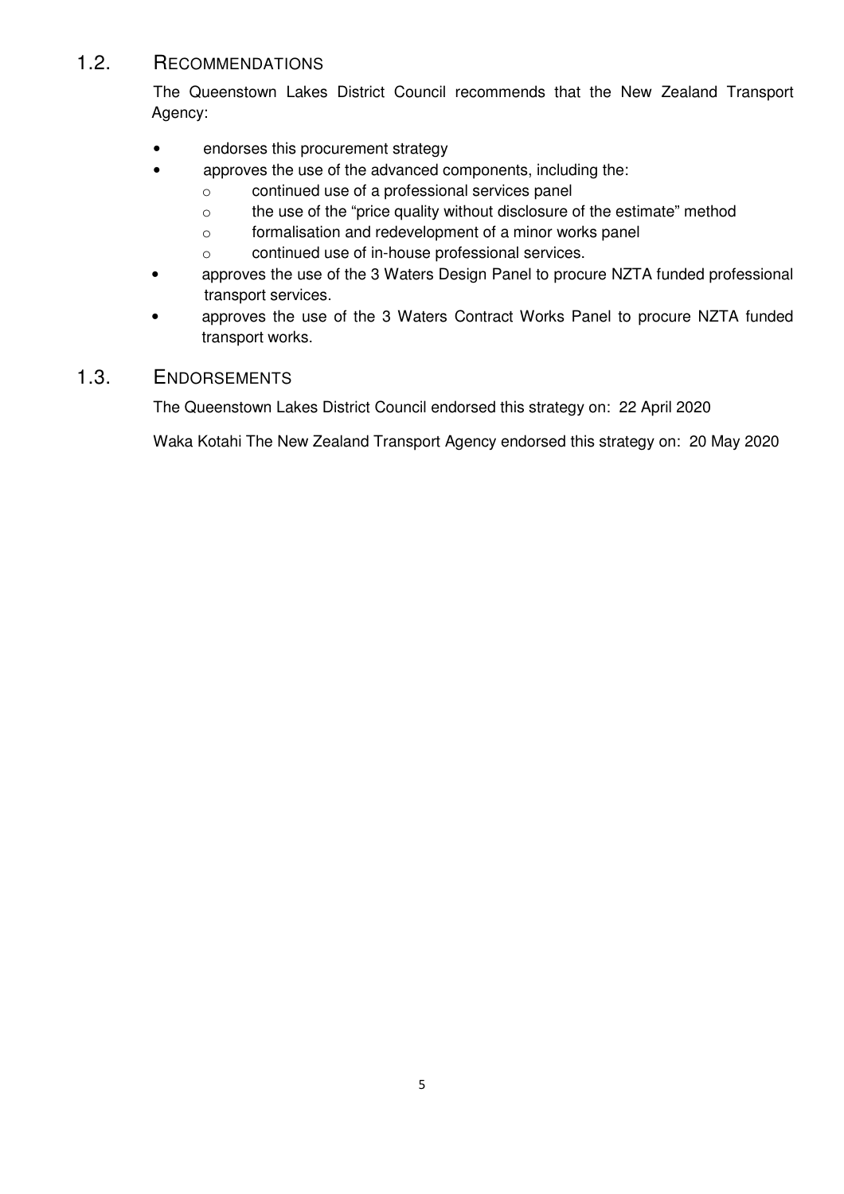## 1.2. RECOMMENDATIONS

The Queenstown Lakes District Council recommends that the New Zealand Transport Agency:

- endorses this procurement strategy
- approves the use of the advanced components, including the:
  - continued use of a professional services panel
  - the use of the "price quality without disclosure of the estimate" method
  - formalisation and redevelopment of a minor works panel
  - continued use of in-house professional services.
- approves the use of the 3 Waters Design Panel to procure NZTA funded professional transport services.
- approves the use of the 3 Waters Contract Works Panel to procure NZTA funded transport works.

## 1.3. ENDORSEMENTS

The Queenstown Lakes District Council endorsed this strategy on: 22 April 2020

Waka Kotahi The New Zealand Transport Agency endorsed this strategy on: 20 May 2020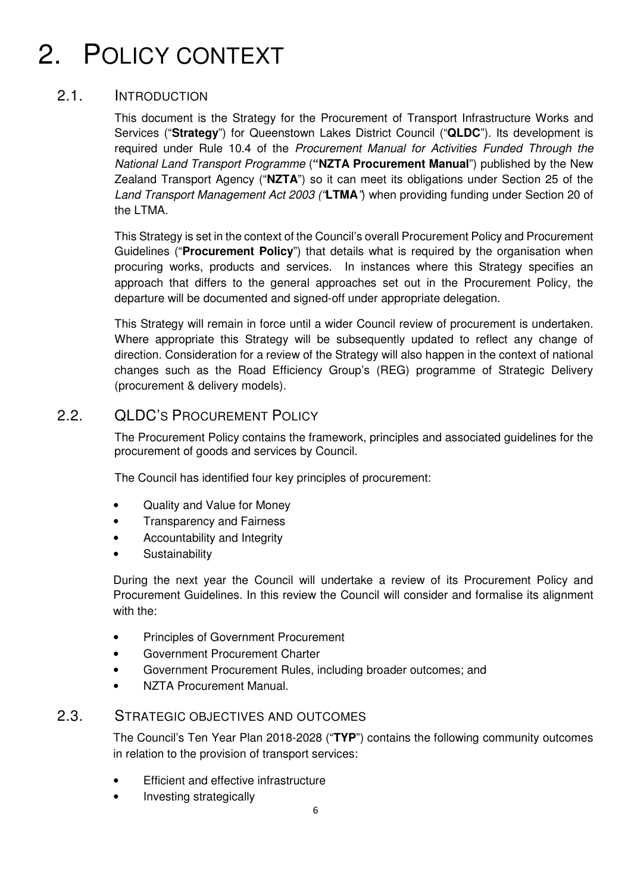# 2. Policy Context

## 2.1. Introduction

This document is the Strategy for the Procurement of Transport Infrastructure Works and Services ("**Strategy**") for Queenstown Lakes District Council ("**QLDC**"). Its development is required under Rule 10.4 of the *Procurement Manual for Activities Funded Through the National Land Transport Programme* (**"NZTA Procurement Manual**") published by the New Zealand Transport Agency ("**NZTA**") so it can meet its obligations under Section 25 of the *Land Transport Management Act 2003 ("***LTMA***")* when providing funding under Section 20 of the LTMA.

This Strategy is set in the context of the Council's overall Procurement Policy and Procurement Guidelines ("**Procurement Policy**") that details what is required by the organisation when procuring works, products and services. In instances where this Strategy specifies an approach that differs to the general approaches set out in the Procurement Policy, the departure will be documented and signed-off under appropriate delegation.

This Strategy will remain in force until a wider Council review of procurement is undertaken. Where appropriate this Strategy will be subsequently updated to reflect any change of direction. Consideration for a review of the Strategy will also happen in the context of national changes such as the Road Efficiency Group's (REG) programme of Strategic Delivery (procurement & delivery models).

## 2.2. QLDC's Procurement Policy

The Procurement Policy contains the framework, principles and associated guidelines for the procurement of goods and services by Council.

The Council has identified four key principles of procurement:

- Quality and Value for Money
- Transparency and Fairness
- Accountability and Integrity
- Sustainability

During the next year the Council will undertake a review of its Procurement Policy and Procurement Guidelines. In this review the Council will consider and formalise its alignment with the:

- Principles of Government Procurement
- Government Procurement Charter
- Government Procurement Rules, including broader outcomes; and
- NZTA Procurement Manual.

## 2.3. Strategic objectives and outcomes

The Council's Ten Year Plan 2018-2028 ("**TYP**") contains the following community outcomes in relation to the provision of transport services:

- Efficient and effective infrastructure
- Investing strategically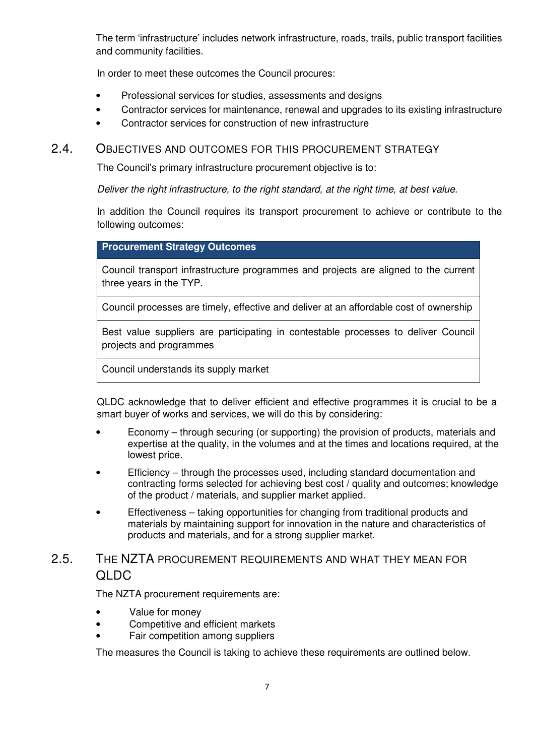The term 'infrastructure' includes network infrastructure, roads, trails, public transport facilities and community facilities.

In order to meet these outcomes the Council procures:

- Professional services for studies, assessments and designs
- Contractor services for maintenance, renewal and upgrades to its existing infrastructure
- Contractor services for construction of new infrastructure

## 2.4. Objectives and Outcomes for this Procurement Strategy

The Council's primary infrastructure procurement objective is to:

*Deliver the right infrastructure, to the right standard, at the right time, at best value.*

In addition the Council requires its transport procurement to achieve or contribute to the following outcomes:

| Procurement Strategy Outcomes |
| --- |
| Council transport infrastructure programmes and projects are aligned to the current three years in the TYP. |
| Council processes are timely, effective and deliver at an affordable cost of ownership |
| Best value suppliers are participating in contestable processes to deliver Council projects and programmes |
| Council understands its supply market |

QLDC acknowledge that to deliver efficient and effective programmes it is crucial to be a smart buyer of works and services, we will do this by considering:

- Economy – through securing (or supporting) the provision of products, materials and expertise at the quality, in the volumes and at the times and locations required, at the lowest price.
- Efficiency – through the processes used, including standard documentation and contracting forms selected for achieving best cost / quality and outcomes; knowledge of the product / materials, and supplier market applied.
- Effectiveness – taking opportunities for changing from traditional products and materials by maintaining support for innovation in the nature and characteristics of products and materials, and for a strong supplier market.

## 2.5. The NZTA Procurement Requirements and What They Mean for QLDC

The NZTA procurement requirements are:

- Value for money
- Competitive and efficient markets
- Fair competition among suppliers

The measures the Council is taking to achieve these requirements are outlined below.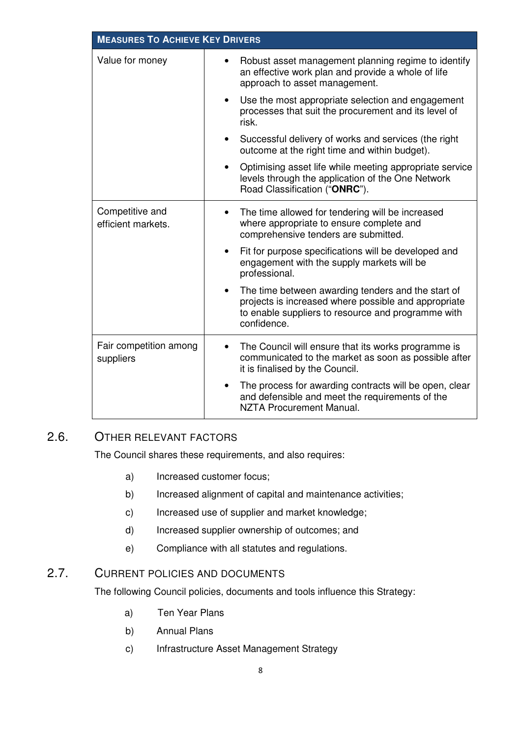| Measures To Achieve Key Drivers | |
|---|---|
| Value for money | • Robust asset management planning regime to identify an effective work plan and provide a whole of life approach to asset management.<br>• Use the most appropriate selection and engagement processes that suit the procurement and its level of risk.<br>• Successful delivery of works and services (the right outcome at the right time and within budget).<br>• Optimising asset life while meeting appropriate service levels through the application of the One Network Road Classification ("**ONRC**"). |
| Competitive and efficient markets. | • The time allowed for tendering will be increased where appropriate to ensure complete and comprehensive tenders are submitted.<br>• Fit for purpose specifications will be developed and engagement with the supply markets will be professional.<br>• The time between awarding tenders and the start of projects is increased where possible and appropriate to enable suppliers to resource and programme with confidence. |
| Fair competition among suppliers | • The Council will ensure that its works programme is communicated to the market as soon as possible after it is finalised by the Council.<br>• The process for awarding contracts will be open, clear and defensible and meet the requirements of the NZTA Procurement Manual. |

## 2.6. Other Relevant Factors

The Council shares these requirements, and also requires:

a) Increased customer focus;

b) Increased alignment of capital and maintenance activities;

c) Increased use of supplier and market knowledge;

d) Increased supplier ownership of outcomes; and

e) Compliance with all statutes and regulations.

## 2.7. Current Policies and Documents

The following Council policies, documents and tools influence this Strategy:

a) Ten Year Plans

b) Annual Plans

c) Infrastructure Asset Management Strategy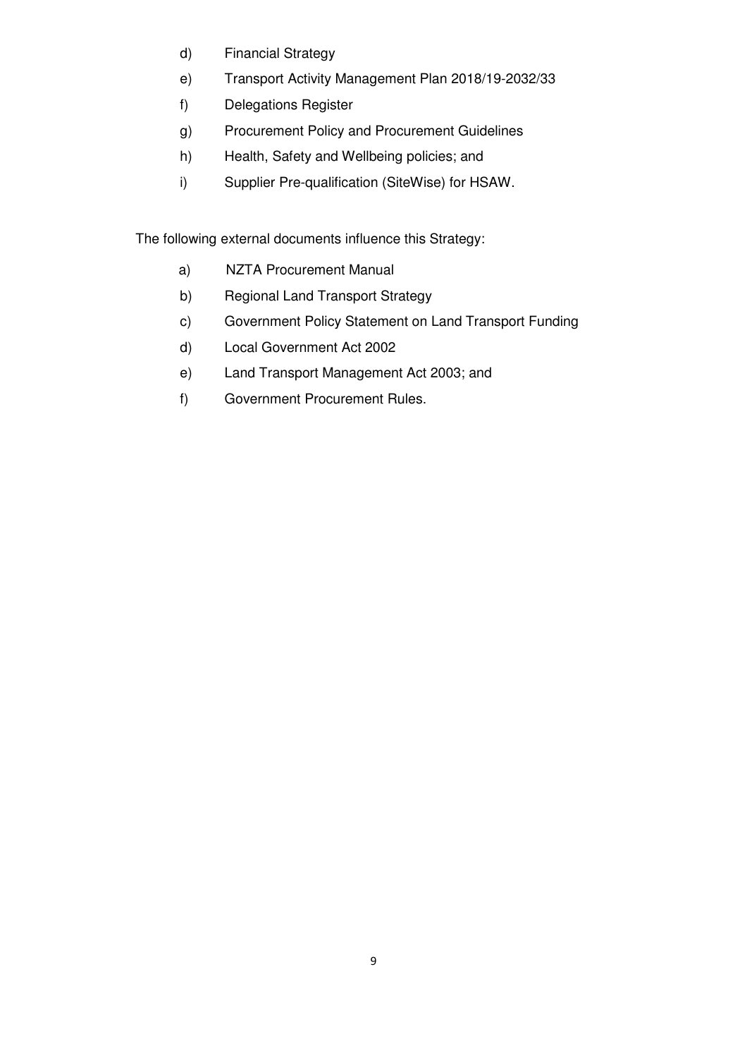d) Financial Strategy

e) Transport Activity Management Plan 2018/19-2032/33

f) Delegations Register

g) Procurement Policy and Procurement Guidelines

h) Health, Safety and Wellbeing policies; and

i) Supplier Pre-qualification (SiteWise) for HSAW.

The following external documents influence this Strategy:

a) NZTA Procurement Manual

b) Regional Land Transport Strategy

c) Government Policy Statement on Land Transport Funding

d) Local Government Act 2002

e) Land Transport Management Act 2003; and

f) Government Procurement Rules.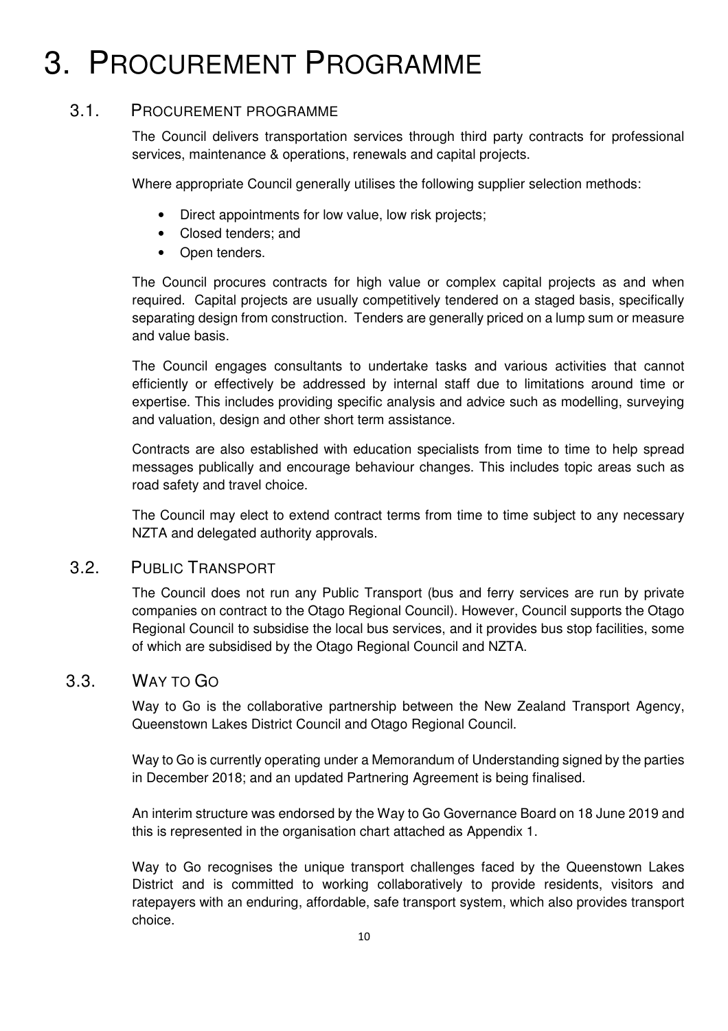# 3. PROCUREMENT PROGRAMME

## 3.1. PROCUREMENT PROGRAMME

The Council delivers transportation services through third party contracts for professional services, maintenance & operations, renewals and capital projects.

Where appropriate Council generally utilises the following supplier selection methods:

- Direct appointments for low value, low risk projects;
- Closed tenders; and
- Open tenders.

The Council procures contracts for high value or complex capital projects as and when required. Capital projects are usually competitively tendered on a staged basis, specifically separating design from construction. Tenders are generally priced on a lump sum or measure and value basis.

The Council engages consultants to undertake tasks and various activities that cannot efficiently or effectively be addressed by internal staff due to limitations around time or expertise. This includes providing specific analysis and advice such as modelling, surveying and valuation, design and other short term assistance.

Contracts are also established with education specialists from time to time to help spread messages publically and encourage behaviour changes. This includes topic areas such as road safety and travel choice.

The Council may elect to extend contract terms from time to time subject to any necessary NZTA and delegated authority approvals.

## 3.2. PUBLIC TRANSPORT

The Council does not run any Public Transport (bus and ferry services are run by private companies on contract to the Otago Regional Council). However, Council supports the Otago Regional Council to subsidise the local bus services, and it provides bus stop facilities, some of which are subsidised by the Otago Regional Council and NZTA.

## 3.3. WAY TO GO

Way to Go is the collaborative partnership between the New Zealand Transport Agency, Queenstown Lakes District Council and Otago Regional Council.

Way to Go is currently operating under a Memorandum of Understanding signed by the parties in December 2018; and an updated Partnering Agreement is being finalised.

An interim structure was endorsed by the Way to Go Governance Board on 18 June 2019 and this is represented in the organisation chart attached as Appendix 1.

Way to Go recognises the unique transport challenges faced by the Queenstown Lakes District and is committed to working collaboratively to provide residents, visitors and ratepayers with an enduring, affordable, safe transport system, which also provides transport choice.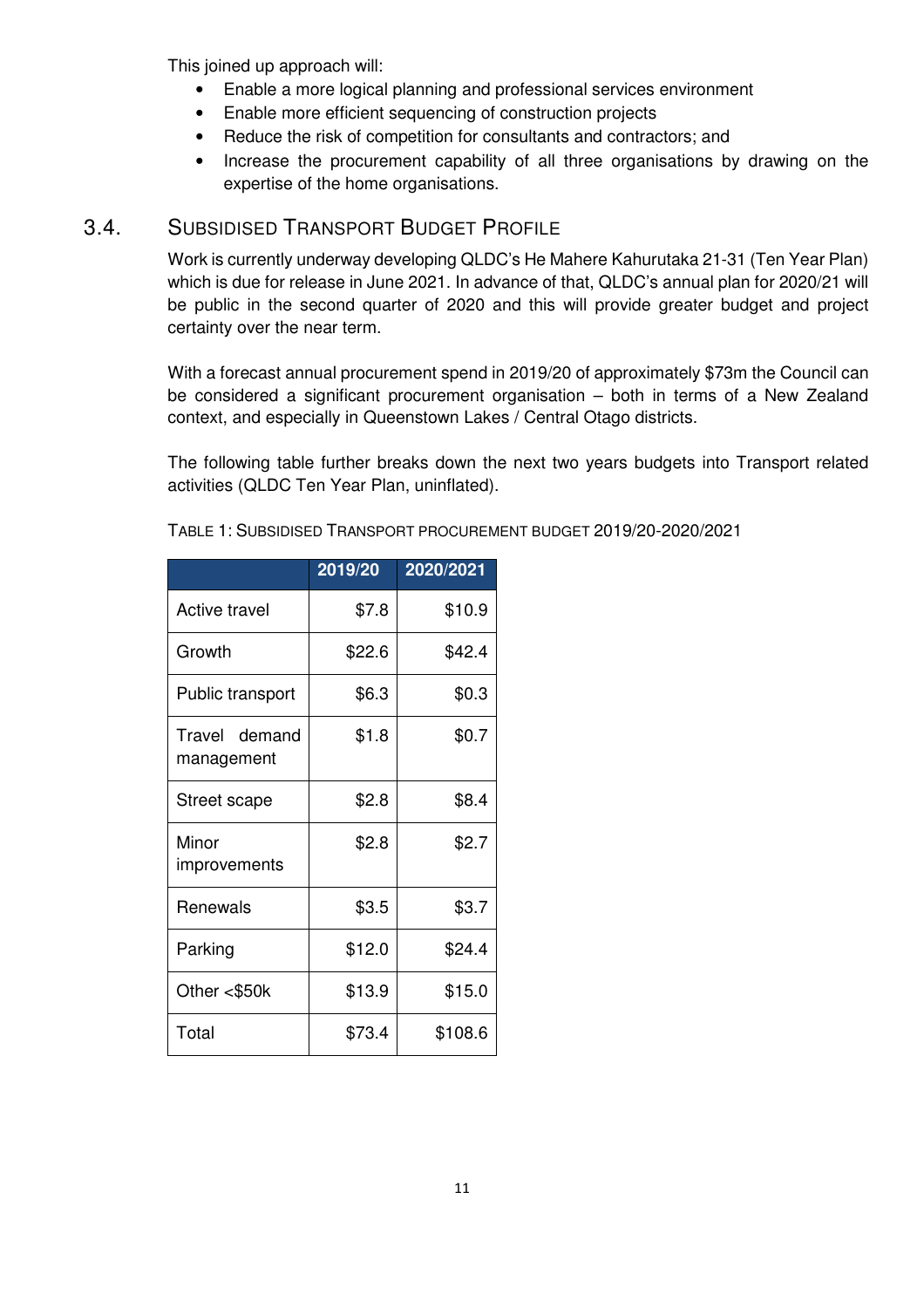This joined up approach will:

- Enable a more logical planning and professional services environment
- Enable more efficient sequencing of construction projects
- Reduce the risk of competition for consultants and contractors; and
- Increase the procurement capability of all three organisations by drawing on the expertise of the home organisations.

## 3.4. Subsidised Transport Budget Profile

Work is currently underway developing QLDC's He Mahere Kahurutaka 21-31 (Ten Year Plan) which is due for release in June 2021. In advance of that, QLDC's annual plan for 2020/21 will be public in the second quarter of 2020 and this will provide greater budget and project certainty over the near term.

With a forecast annual procurement spend in 2019/20 of approximately $73m the Council can be considered a significant procurement organisation – both in terms of a New Zealand context, and especially in Queenstown Lakes / Central Otago districts.

The following table further breaks down the next two years budgets into Transport related activities (QLDC Ten Year Plan, uninflated).

Table 1: Subsidised Transport procurement budget 2019/20-2020/2021

| | 2019/20 | 2020/2021 |
|---|---:|---:|
| Active travel | $7.8 | $10.9 |
| Growth | $22.6 | $42.4 |
| Public transport | $6.3 | $0.3 |
| Travel demand management | $1.8 | $0.7 |
| Street scape | $2.8 | $8.4 |
| Minor improvements | $2.8 | $2.7 |
| Renewals | $3.5 | $3.7 |
| Parking | $12.0 | $24.4 |
| Other <$50k | $13.9 | $15.0 |
| Total | $73.4 | $108.6 |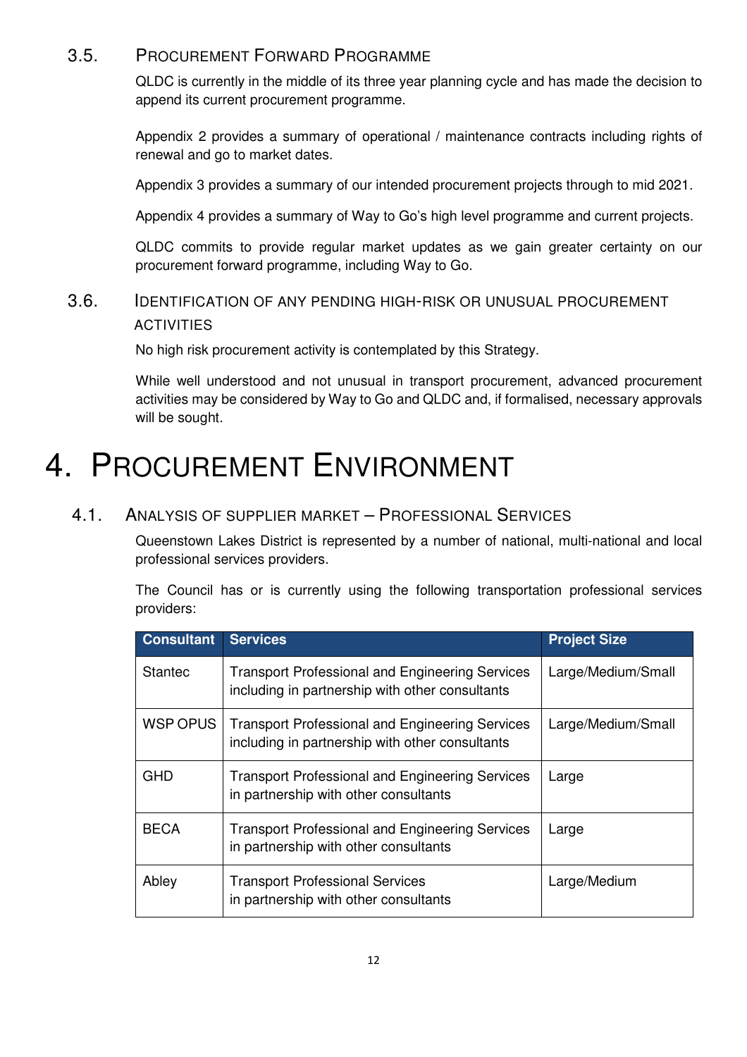### 3.5. Procurement Forward Programme

QLDC is currently in the middle of its three year planning cycle and has made the decision to append its current procurement programme.

Appendix 2 provides a summary of operational / maintenance contracts including rights of renewal and go to market dates.

Appendix 3 provides a summary of our intended procurement projects through to mid 2021.

Appendix 4 provides a summary of Way to Go's high level programme and current projects.

QLDC commits to provide regular market updates as we gain greater certainty on our procurement forward programme, including Way to Go.

### 3.6. Identification of any pending high-risk or unusual procurement activities

No high risk procurement activity is contemplated by this Strategy.

While well understood and not unusual in transport procurement, advanced procurement activities may be considered by Way to Go and QLDC and, if formalised, necessary approvals will be sought.

# 4. Procurement Environment

### 4.1. Analysis of Supplier Market – Professional Services

Queenstown Lakes District is represented by a number of national, multi-national and local professional services providers.

The Council has or is currently using the following transportation professional services providers:

| Consultant | Services | Project Size |
|---|---|---|
| Stantec | Transport Professional and Engineering Services including in partnership with other consultants | Large/Medium/Small |
| WSP OPUS | Transport Professional and Engineering Services including in partnership with other consultants | Large/Medium/Small |
| GHD | Transport Professional and Engineering Services in partnership with other consultants | Large |
| BECA | Transport Professional and Engineering Services in partnership with other consultants | Large |
| Abley | Transport Professional Services in partnership with other consultants | Large/Medium |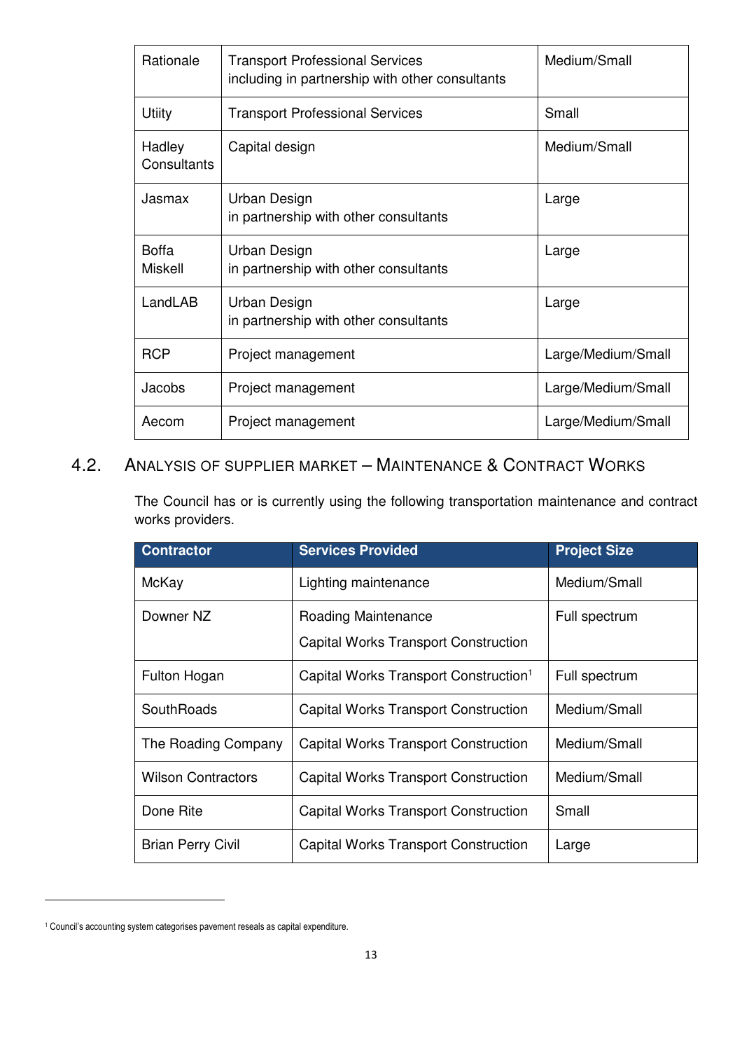| | | |
|---|---|---|
| Rationale | Transport Professional Services<br>including in partnership with other consultants | Medium/Small |
| Utiity | Transport Professional Services | Small |
| Hadley Consultants | Capital design | Medium/Small |
| Jasmax | Urban Design<br>in partnership with other consultants | Large |
| Boffa Miskell | Urban Design<br>in partnership with other consultants | Large |
| LandLAB | Urban Design<br>in partnership with other consultants | Large |
| RCP | Project management | Large/Medium/Small |
| Jacobs | Project management | Large/Medium/Small |
| Aecom | Project management | Large/Medium/Small |

## 4.2. Analysis of Supplier Market – Maintenance & Contract Works

The Council has or is currently using the following transportation maintenance and contract works providers.

| Contractor | Services Provided | Project Size |
|---|---|---|
| McKay | Lighting maintenance | Medium/Small |
| Downer NZ | Roading Maintenance<br>Capital Works Transport Construction | Full spectrum |
| Fulton Hogan | Capital Works Transport Construction[1] | Full spectrum |
| SouthRoads | Capital Works Transport Construction | Medium/Small |
| The Roading Company | Capital Works Transport Construction | Medium/Small |
| Wilson Contractors | Capital Works Transport Construction | Medium/Small |
| Done Rite | Capital Works Transport Construction | Small |
| Brian Perry Civil | Capital Works Transport Construction | Large |

[1] Council's accounting system categorises pavement reseals as capital expenditure.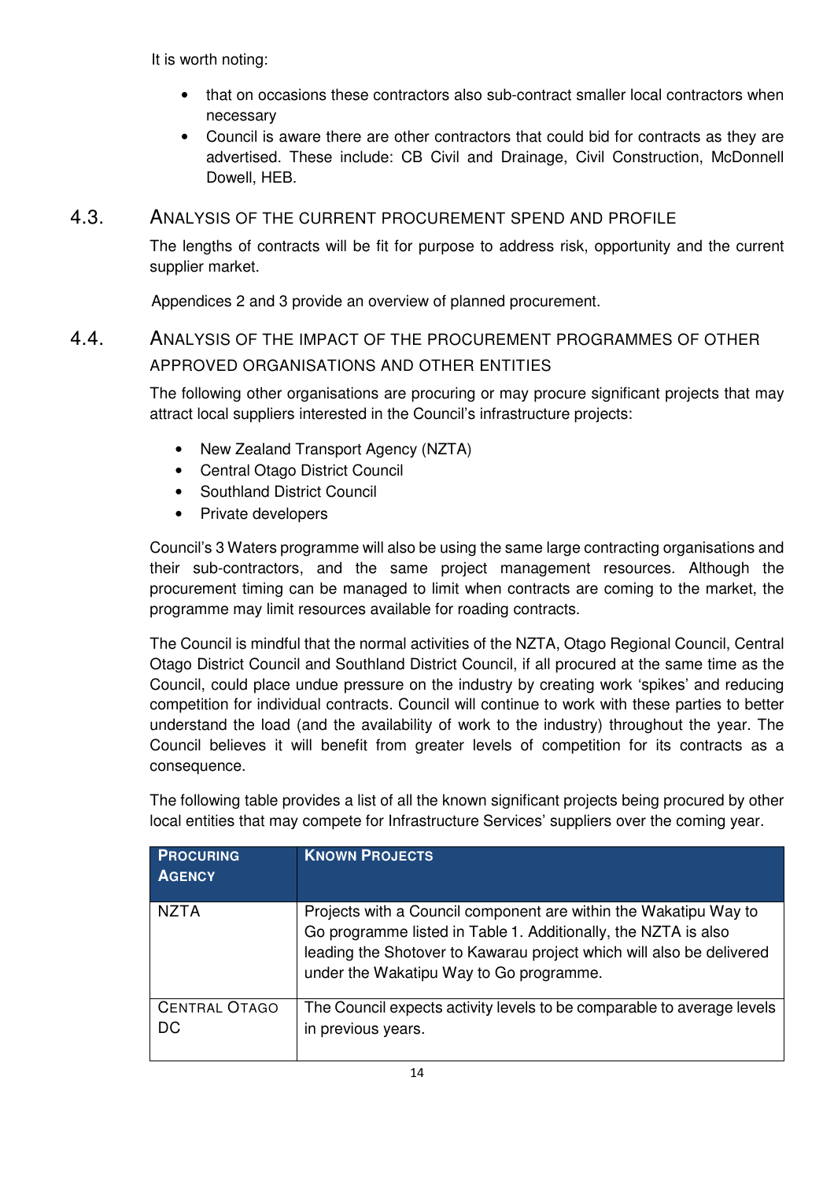It is worth noting:

- that on occasions these contractors also sub-contract smaller local contractors when necessary
- Council is aware there are other contractors that could bid for contracts as they are advertised. These include: CB Civil and Drainage, Civil Construction, McDonnell Dowell, HEB.

## 4.3. Analysis of the Current Procurement Spend and Profile

The lengths of contracts will be fit for purpose to address risk, opportunity and the current supplier market.

Appendices 2 and 3 provide an overview of planned procurement.

## 4.4. Analysis of the Impact of the Procurement Programmes of Other Approved Organisations and Other Entities

The following other organisations are procuring or may procure significant projects that may attract local suppliers interested in the Council's infrastructure projects:

- New Zealand Transport Agency (NZTA)
- Central Otago District Council
- Southland District Council
- Private developers

Council's 3 Waters programme will also be using the same large contracting organisations and their sub-contractors, and the same project management resources. Although the procurement timing can be managed to limit when contracts are coming to the market, the programme may limit resources available for roading contracts.

The Council is mindful that the normal activities of the NZTA, Otago Regional Council, Central Otago District Council and Southland District Council, if all procured at the same time as the Council, could place undue pressure on the industry by creating work 'spikes' and reducing competition for individual contracts. Council will continue to work with these parties to better understand the load (and the availability of work to the industry) throughout the year. The Council believes it will benefit from greater levels of competition for its contracts as a consequence.

The following table provides a list of all the known significant projects being procured by other local entities that may compete for Infrastructure Services' suppliers over the coming year.

| **Procuring Agency** | **Known Projects** |
|---|---|
| NZTA | Projects with a Council component are within the Wakatipu Way to Go programme listed in Table 1. Additionally, the NZTA is also leading the Shotover to Kawarau project which will also be delivered under the Wakatipu Way to Go programme. |
| Central Otago DC | The Council expects activity levels to be comparable to average levels in previous years. |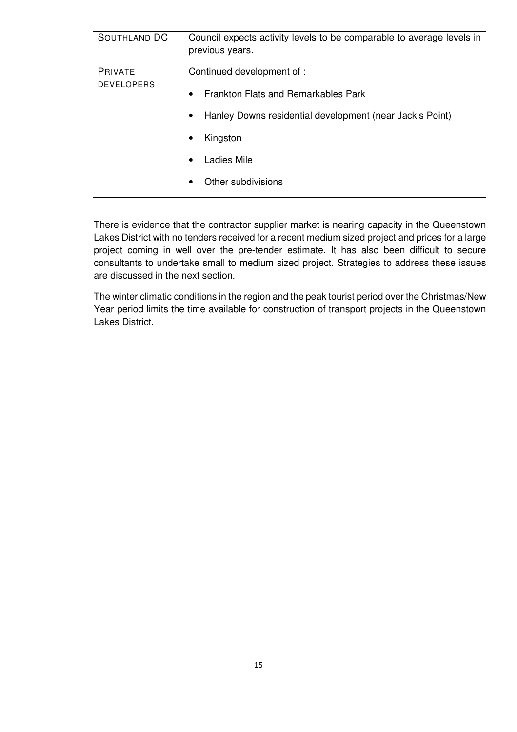| | |
|---|---|
| SOUTHLAND DC | Council expects activity levels to be comparable to average levels in previous years. |
| PRIVATE DEVELOPERS | Continued development of : <br>• Frankton Flats and Remarkables Park <br>• Hanley Downs residential development (near Jack's Point) <br>• Kingston <br>• Ladies Mile <br>• Other subdivisions |

There is evidence that the contractor supplier market is nearing capacity in the Queenstown Lakes District with no tenders received for a recent medium sized project and prices for a large project coming in well over the pre-tender estimate. It has also been difficult to secure consultants to undertake small to medium sized project. Strategies to address these issues are discussed in the next section.

The winter climatic conditions in the region and the peak tourist period over the Christmas/New Year period limits the time available for construction of transport projects in the Queenstown Lakes District.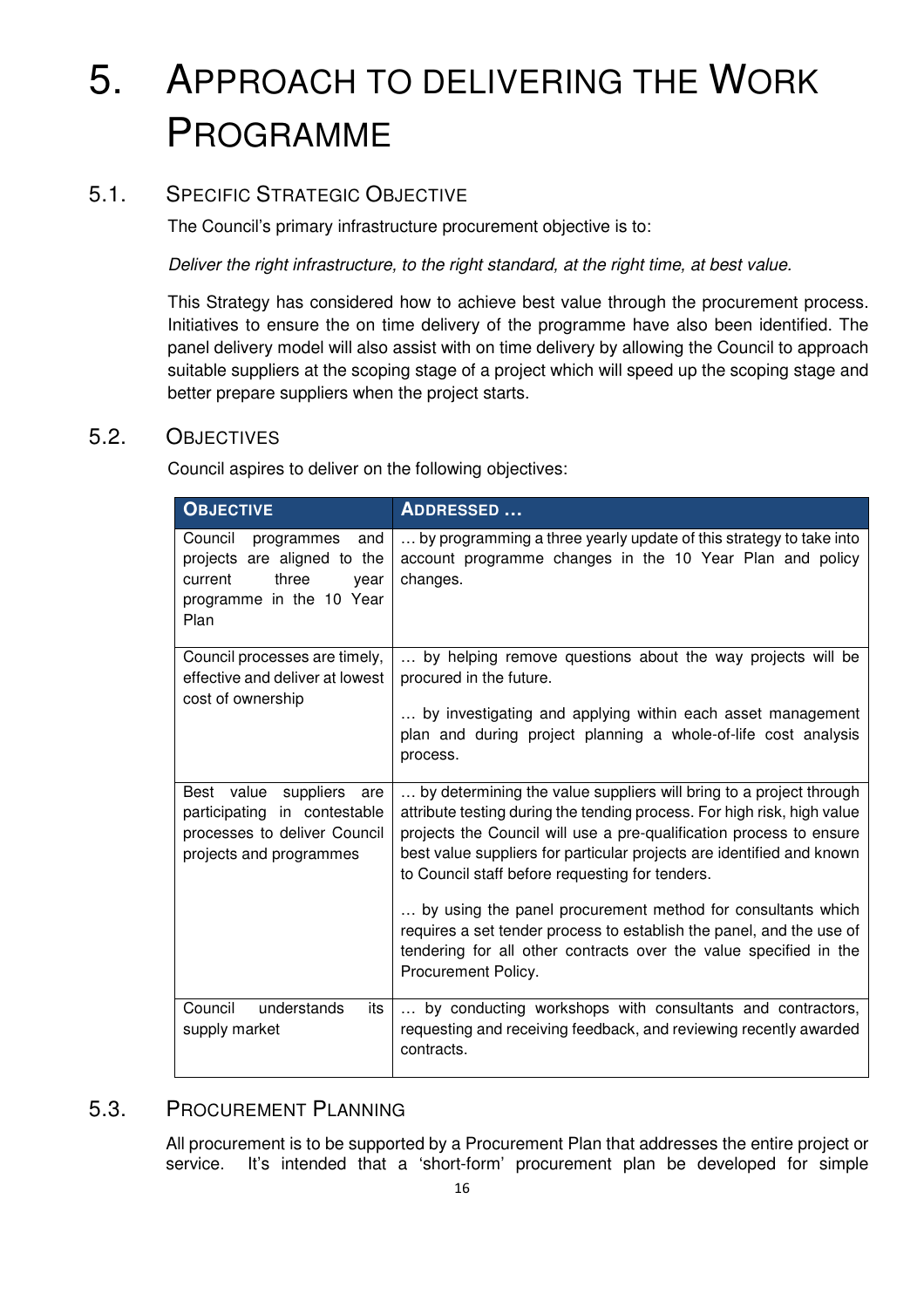# 5. Approach to Delivering the Work Programme

## 5.1. Specific Strategic Objective

The Council's primary infrastructure procurement objective is to:

*Deliver the right infrastructure, to the right standard, at the right time, at best value.*

This Strategy has considered how to achieve best value through the procurement process. Initiatives to ensure the on time delivery of the programme have also been identified. The panel delivery model will also assist with on time delivery by allowing the Council to approach suitable suppliers at the scoping stage of a project which will speed up the scoping stage and better prepare suppliers when the project starts.

## 5.2. Objectives

Council aspires to deliver on the following objectives:

| Objective | Addressed … |
|---|---|
| Council programmes and projects are aligned to the current three year programme in the 10 Year Plan | … by programming a three yearly update of this strategy to take into account programme changes in the 10 Year Plan and policy changes. |
| Council processes are timely, effective and deliver at lowest cost of ownership | … by helping remove questions about the way projects will be procured in the future.<br><br>… by investigating and applying within each asset management plan and during project planning a whole-of-life cost analysis process. |
| Best value suppliers are participating in contestable processes to deliver Council projects and programmes | … by determining the value suppliers will bring to a project through attribute testing during the tending process. For high risk, high value projects the Council will use a pre-qualification process to ensure best value suppliers for particular projects are identified and known to Council staff before requesting for tenders.<br><br>… by using the panel procurement method for consultants which requires a set tender process to establish the panel, and the use of tendering for all other contracts over the value specified in the Procurement Policy. |
| Council understands its supply market | … by conducting workshops with consultants and contractors, requesting and receiving feedback, and reviewing recently awarded contracts. |

## 5.3. Procurement Planning

All procurement is to be supported by a Procurement Plan that addresses the entire project or service. It's intended that a 'short-form' procurement plan be developed for simple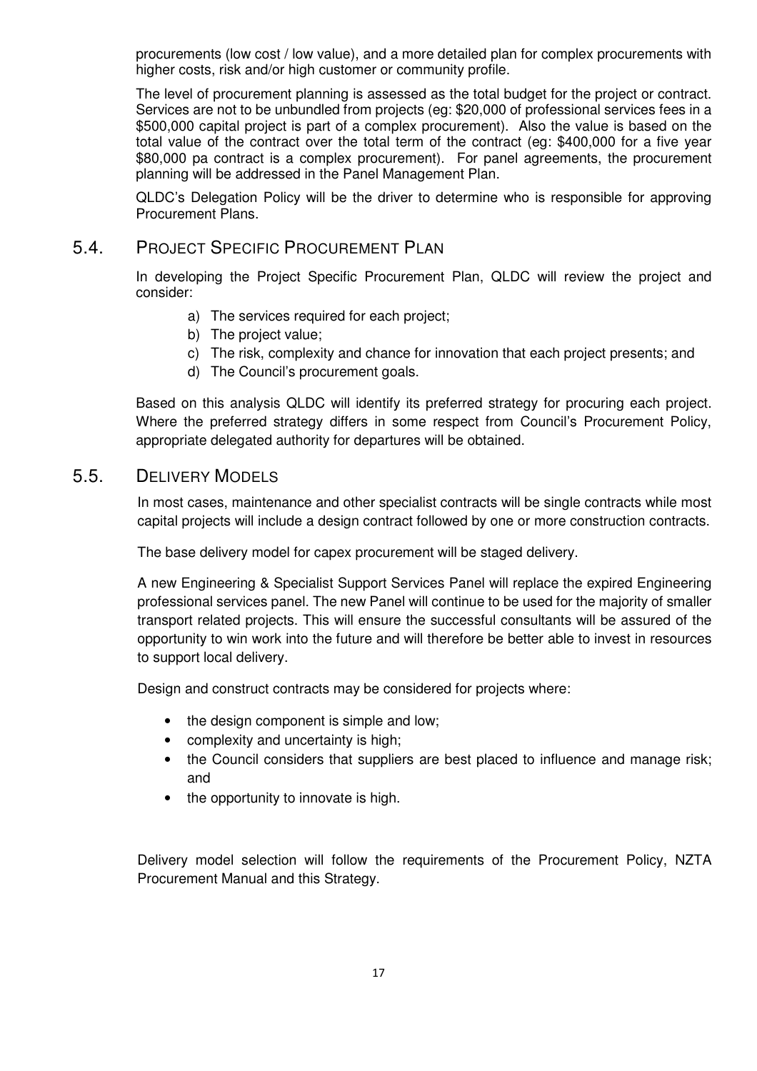procurements (low cost / low value), and a more detailed plan for complex procurements with higher costs, risk and/or high customer or community profile.

The level of procurement planning is assessed as the total budget for the project or contract. Services are not to be unbundled from projects (eg: $20,000 of professional services fees in a $500,000 capital project is part of a complex procurement). Also the value is based on the total value of the contract over the total term of the contract (eg: $400,000 for a five year $80,000 pa contract is a complex procurement). For panel agreements, the procurement planning will be addressed in the Panel Management Plan.

QLDC's Delegation Policy will be the driver to determine who is responsible for approving Procurement Plans.

## 5.4. PROJECT SPECIFIC PROCUREMENT PLAN

In developing the Project Specific Procurement Plan, QLDC will review the project and consider:

a) The services required for each project;
b) The project value;
c) The risk, complexity and chance for innovation that each project presents; and
d) The Council's procurement goals.

Based on this analysis QLDC will identify its preferred strategy for procuring each project. Where the preferred strategy differs in some respect from Council's Procurement Policy, appropriate delegated authority for departures will be obtained.

## 5.5. DELIVERY MODELS

In most cases, maintenance and other specialist contracts will be single contracts while most capital projects will include a design contract followed by one or more construction contracts.

The base delivery model for capex procurement will be staged delivery.

A new Engineering & Specialist Support Services Panel will replace the expired Engineering professional services panel. The new Panel will continue to be used for the majority of smaller transport related projects. This will ensure the successful consultants will be assured of the opportunity to win work into the future and will therefore be better able to invest in resources to support local delivery.

Design and construct contracts may be considered for projects where:

- the design component is simple and low;
- complexity and uncertainty is high;
- the Council considers that suppliers are best placed to influence and manage risk; and
- the opportunity to innovate is high.

Delivery model selection will follow the requirements of the Procurement Policy, NZTA Procurement Manual and this Strategy.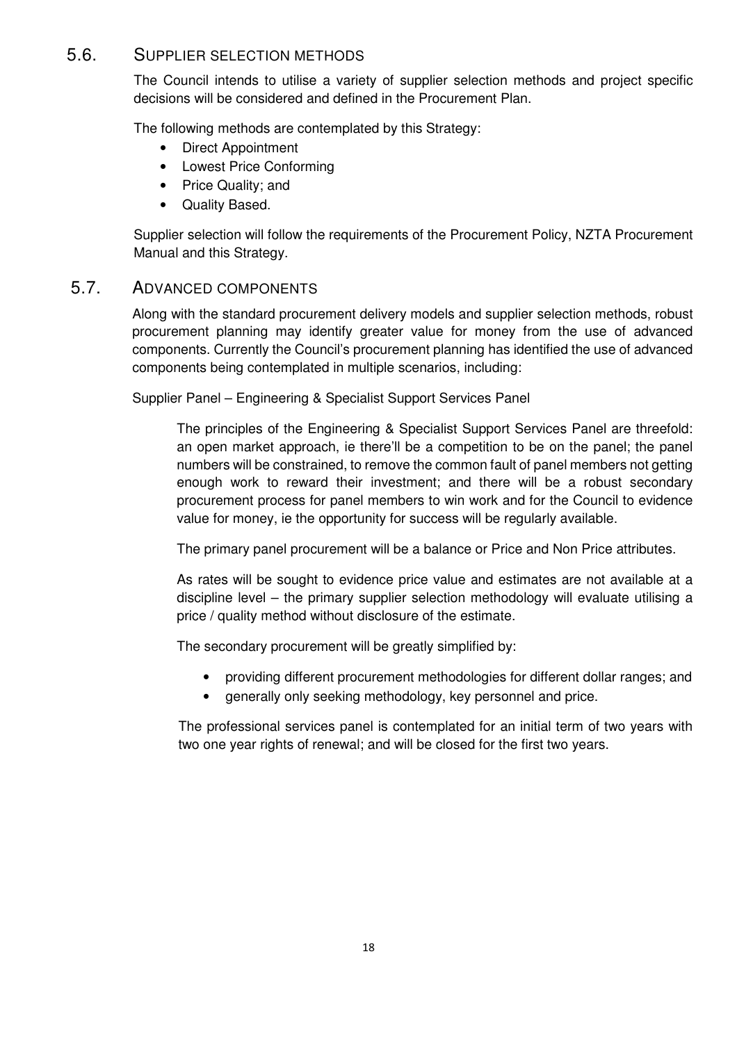## 5.6. Supplier Selection Methods

The Council intends to utilise a variety of supplier selection methods and project specific decisions will be considered and defined in the Procurement Plan.

The following methods are contemplated by this Strategy:

- Direct Appointment
- Lowest Price Conforming
- Price Quality; and
- Quality Based.

Supplier selection will follow the requirements of the Procurement Policy, NZTA Procurement Manual and this Strategy.

## 5.7. Advanced Components

Along with the standard procurement delivery models and supplier selection methods, robust procurement planning may identify greater value for money from the use of advanced components. Currently the Council's procurement planning has identified the use of advanced components being contemplated in multiple scenarios, including:

Supplier Panel – Engineering & Specialist Support Services Panel

The principles of the Engineering & Specialist Support Services Panel are threefold: an open market approach, ie there'll be a competition to be on the panel; the panel numbers will be constrained, to remove the common fault of panel members not getting enough work to reward their investment; and there will be a robust secondary procurement process for panel members to win work and for the Council to evidence value for money, ie the opportunity for success will be regularly available.

The primary panel procurement will be a balance or Price and Non Price attributes.

As rates will be sought to evidence price value and estimates are not available at a discipline level – the primary supplier selection methodology will evaluate utilising a price / quality method without disclosure of the estimate.

The secondary procurement will be greatly simplified by:

- providing different procurement methodologies for different dollar ranges; and
- generally only seeking methodology, key personnel and price.

The professional services panel is contemplated for an initial term of two years with two one year rights of renewal; and will be closed for the first two years.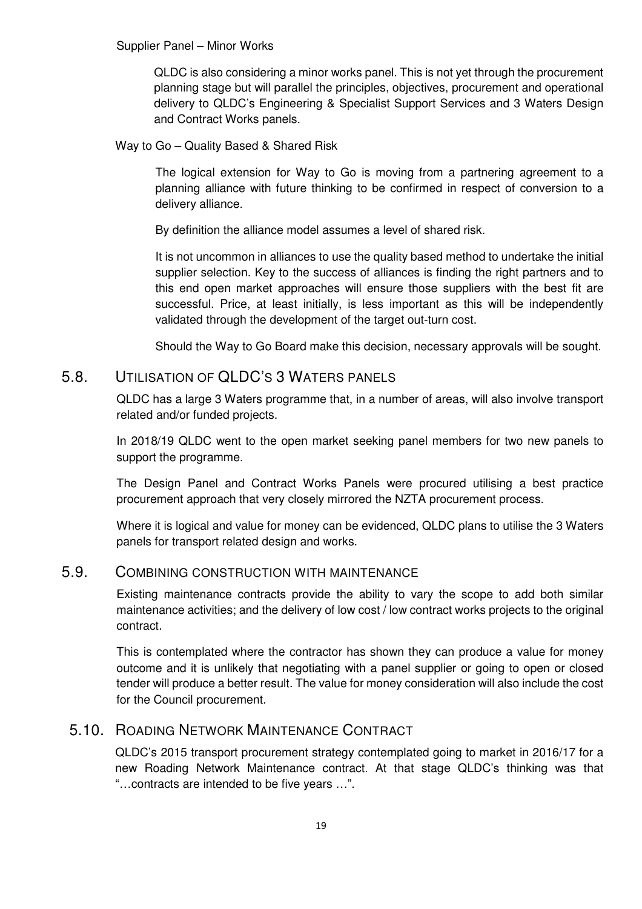Supplier Panel – Minor Works

QLDC is also considering a minor works panel. This is not yet through the procurement planning stage but will parallel the principles, objectives, procurement and operational delivery to QLDC's Engineering & Specialist Support Services and 3 Waters Design and Contract Works panels.

Way to Go – Quality Based & Shared Risk

The logical extension for Way to Go is moving from a partnering agreement to a planning alliance with future thinking to be confirmed in respect of conversion to a delivery alliance.

By definition the alliance model assumes a level of shared risk.

It is not uncommon in alliances to use the quality based method to undertake the initial supplier selection. Key to the success of alliances is finding the right partners and to this end open market approaches will ensure those suppliers with the best fit are successful. Price, at least initially, is less important as this will be independently validated through the development of the target out-turn cost.

Should the Way to Go Board make this decision, necessary approvals will be sought.

## 5.8. Utilisation of QLDC's 3 Waters Panels

QLDC has a large 3 Waters programme that, in a number of areas, will also involve transport related and/or funded projects.

In 2018/19 QLDC went to the open market seeking panel members for two new panels to support the programme.

The Design Panel and Contract Works Panels were procured utilising a best practice procurement approach that very closely mirrored the NZTA procurement process.

Where it is logical and value for money can be evidenced, QLDC plans to utilise the 3 Waters panels for transport related design and works.

## 5.9. Combining Construction with Maintenance

Existing maintenance contracts provide the ability to vary the scope to add both similar maintenance activities; and the delivery of low cost / low contract works projects to the original contract.

This is contemplated where the contractor has shown they can produce a value for money outcome and it is unlikely that negotiating with a panel supplier or going to open or closed tender will produce a better result. The value for money consideration will also include the cost for the Council procurement.

## 5.10. Roading Network Maintenance Contract

QLDC's 2015 transport procurement strategy contemplated going to market in 2016/17 for a new Roading Network Maintenance contract. At that stage QLDC's thinking was that "…contracts are intended to be five years …".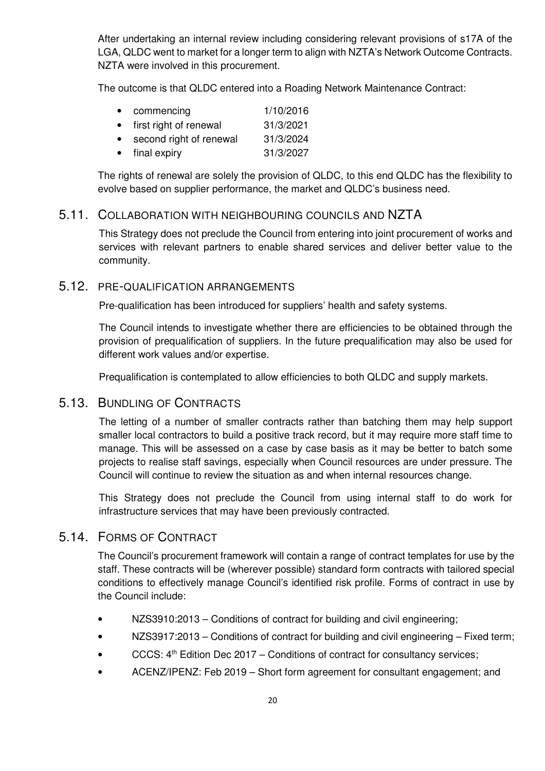After undertaking an internal review including considering relevant provisions of s17A of the LGA, QLDC went to market for a longer term to align with NZTA's Network Outcome Contracts. NZTA were involved in this procurement.

The outcome is that QLDC entered into a Roading Network Maintenance Contract:

- commencing 1/10/2016
- first right of renewal 31/3/2021
- second right of renewal 31/3/2024
- final expiry 31/3/2027

The rights of renewal are solely the provision of QLDC, to this end QLDC has the flexibility to evolve based on supplier performance, the market and QLDC's business need.

## 5.11. COLLABORATION WITH NEIGHBOURING COUNCILS AND NZTA

This Strategy does not preclude the Council from entering into joint procurement of works and services with relevant partners to enable shared services and deliver better value to the community.

## 5.12. PRE-QUALIFICATION ARRANGEMENTS

Pre-qualification has been introduced for suppliers' health and safety systems.

The Council intends to investigate whether there are efficiencies to be obtained through the provision of prequalification of suppliers. In the future prequalification may also be used for different work values and/or expertise.

Prequalification is contemplated to allow efficiencies to both QLDC and supply markets.

## 5.13. BUNDLING OF CONTRACTS

The letting of a number of smaller contracts rather than batching them may help support smaller local contractors to build a positive track record, but it may require more staff time to manage. This will be assessed on a case by case basis as it may be better to batch some projects to realise staff savings, especially when Council resources are under pressure. The Council will continue to review the situation as and when internal resources change.

This Strategy does not preclude the Council from using internal staff to do work for infrastructure services that may have been previously contracted.

## 5.14. FORMS OF CONTRACT

The Council's procurement framework will contain a range of contract templates for use by the staff. These contracts will be (wherever possible) standard form contracts with tailored special conditions to effectively manage Council's identified risk profile. Forms of contract in use by the Council include:

- NZS3910:2013 – Conditions of contract for building and civil engineering;
- NZS3917:2013 – Conditions of contract for building and civil engineering – Fixed term;
- CCCS: 4th Edition Dec 2017 – Conditions of contract for consultancy services;
- ACENZ/IPENZ: Feb 2019 – Short form agreement for consultant engagement; and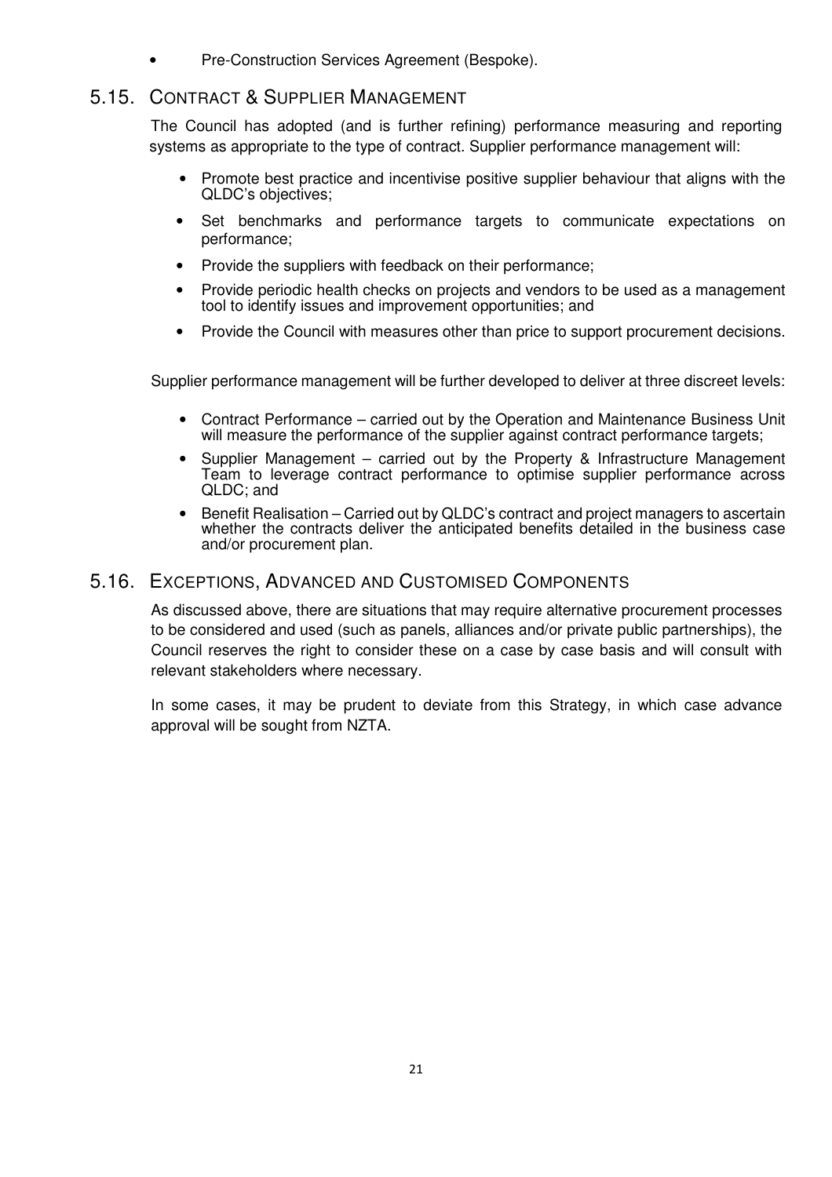- Pre-Construction Services Agreement (Bespoke).

## 5.15. Contract & Supplier Management

The Council has adopted (and is further refining) performance measuring and reporting systems as appropriate to the type of contract. Supplier performance management will:

- Promote best practice and incentivise positive supplier behaviour that aligns with the QLDC's objectives;
- Set benchmarks and performance targets to communicate expectations on performance;
- Provide the suppliers with feedback on their performance;
- Provide periodic health checks on projects and vendors to be used as a management tool to identify issues and improvement opportunities; and
- Provide the Council with measures other than price to support procurement decisions.

Supplier performance management will be further developed to deliver at three discreet levels:

- Contract Performance – carried out by the Operation and Maintenance Business Unit will measure the performance of the supplier against contract performance targets;
- Supplier Management – carried out by the Property & Infrastructure Management Team to leverage contract performance to optimise supplier performance across QLDC; and
- Benefit Realisation – Carried out by QLDC's contract and project managers to ascertain whether the contracts deliver the anticipated benefits detailed in the business case and/or procurement plan.

## 5.16. Exceptions, Advanced and Customised Components

As discussed above, there are situations that may require alternative procurement processes to be considered and used (such as panels, alliances and/or private public partnerships), the Council reserves the right to consider these on a case by case basis and will consult with relevant stakeholders where necessary.

In some cases, it may be prudent to deviate from this Strategy, in which case advance approval will be sought from NZTA.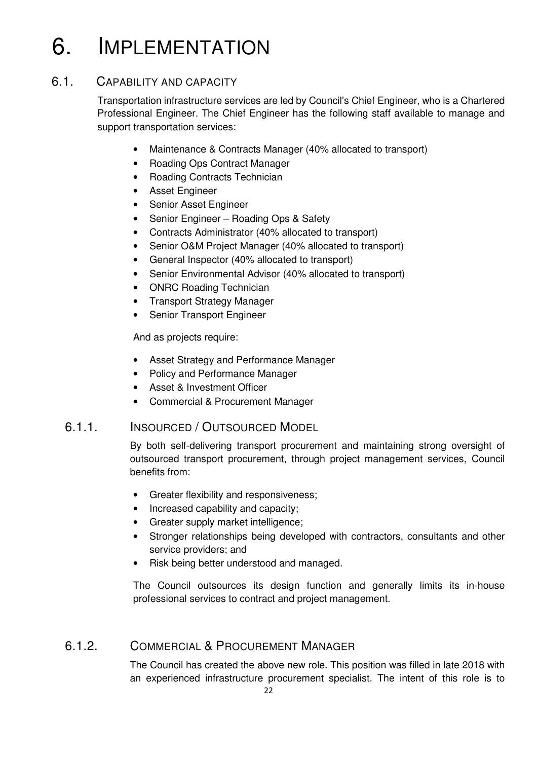# 6. IMPLEMENTATION

## 6.1. CAPABILITY AND CAPACITY

Transportation infrastructure services are led by Council's Chief Engineer, who is a Chartered Professional Engineer. The Chief Engineer has the following staff available to manage and support transportation services:

- Maintenance & Contracts Manager (40% allocated to transport)
- Roading Ops Contract Manager
- Roading Contracts Technician
- Asset Engineer
- Senior Asset Engineer
- Senior Engineer – Roading Ops & Safety
- Contracts Administrator (40% allocated to transport)
- Senior O&M Project Manager (40% allocated to transport)
- General Inspector (40% allocated to transport)
- Senior Environmental Advisor (40% allocated to transport)
- ONRC Roading Technician
- Transport Strategy Manager
- Senior Transport Engineer

And as projects require:

- Asset Strategy and Performance Manager
- Policy and Performance Manager
- Asset & Investment Officer
- Commercial & Procurement Manager

### 6.1.1. INSOURCED / OUTSOURCED MODEL

By both self-delivering transport procurement and maintaining strong oversight of outsourced transport procurement, through project management services, Council benefits from:

- Greater flexibility and responsiveness;
- Increased capability and capacity;
- Greater supply market intelligence;
- Stronger relationships being developed with contractors, consultants and other service providers; and
- Risk being better understood and managed.

The Council outsources its design function and generally limits its in-house professional services to contract and project management.

### 6.1.2. COMMERCIAL & PROCUREMENT MANAGER

The Council has created the above new role. This position was filled in late 2018 with an experienced infrastructure procurement specialist. The intent of this role is to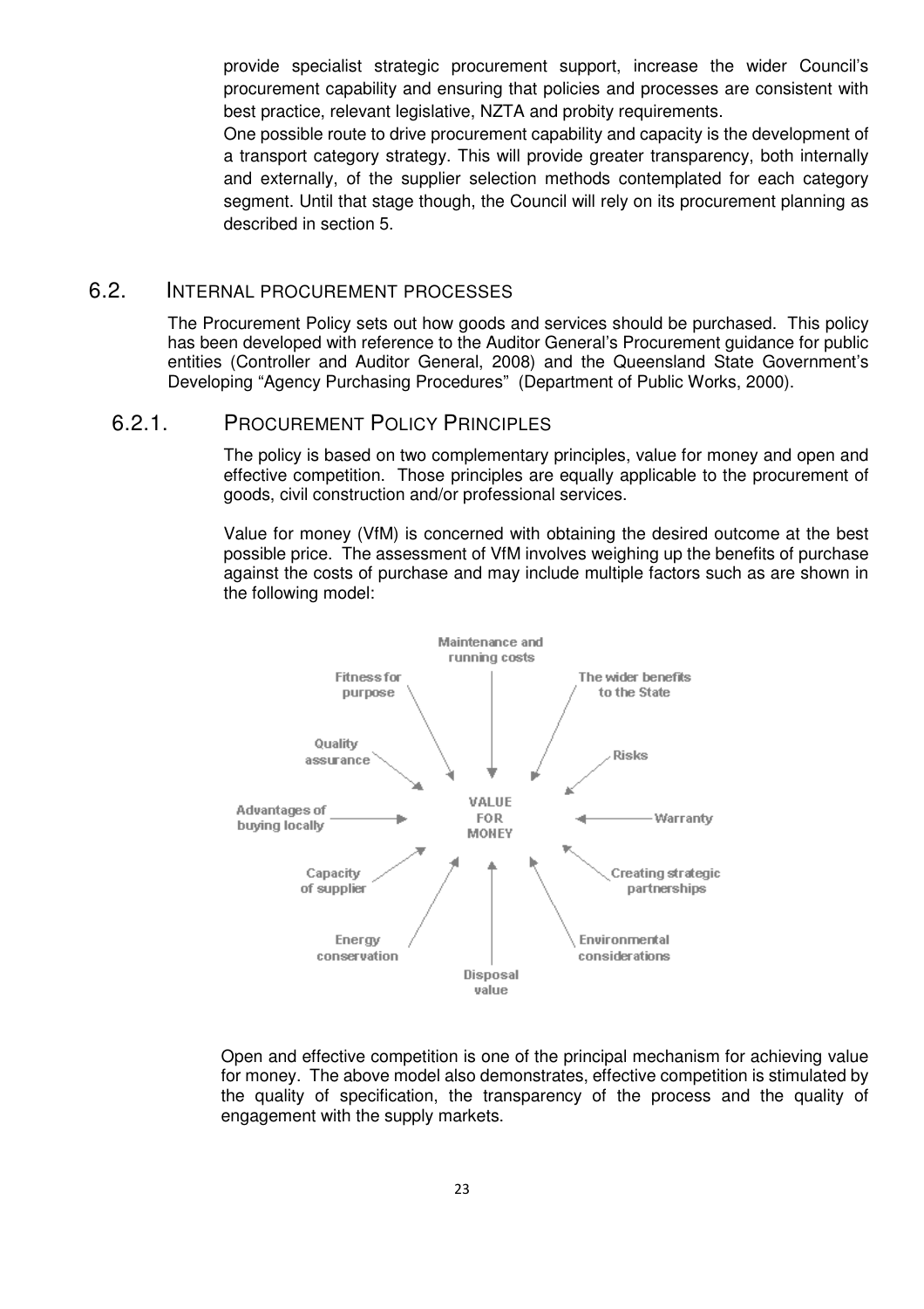provide specialist strategic procurement support, increase the wider Council's procurement capability and ensuring that policies and processes are consistent with best practice, relevant legislative, NZTA and probity requirements.

One possible route to drive procurement capability and capacity is the development of a transport category strategy. This will provide greater transparency, both internally and externally, of the supplier selection methods contemplated for each category segment. Until that stage though, the Council will rely on its procurement planning as described in section 5.

## 6.2. INTERNAL PROCUREMENT PROCESSES

The Procurement Policy sets out how goods and services should be purchased. This policy has been developed with reference to the Auditor General's Procurement guidance for public entities (Controller and Auditor General, 2008) and the Queensland State Government's Developing "Agency Purchasing Procedures" (Department of Public Works, 2000).

### 6.2.1. PROCUREMENT POLICY PRINCIPLES

The policy is based on two complementary principles, value for money and open and effective competition. Those principles are equally applicable to the procurement of goods, civil construction and/or professional services.

Value for money (VfM) is concerned with obtaining the desired outcome at the best possible price. The assessment of VfM involves weighing up the benefits of purchase against the costs of purchase and may include multiple factors such as are shown in the following model:

VALUE FOR MONEY

- Maintenance and running costs
- The wider benefits to the State
- Risks
- Warranty
- Creating strategic partnerships
- Environmental considerations
- Disposal value
- Energy conservation
- Capacity of supplier
- Advantages of buying locally
- Quality assurance
- Fitness for purpose

Open and effective competition is one of the principal mechanism for achieving value for money. The above model also demonstrates, effective competition is stimulated by the quality of specification, the transparency of the process and the quality of engagement with the supply markets.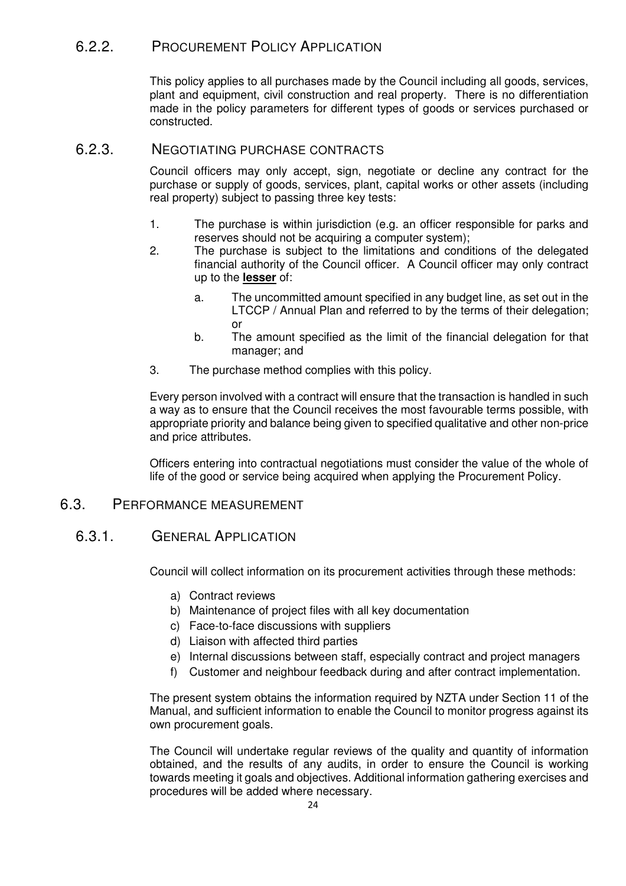### 6.2.2. Procurement Policy Application

This policy applies to all purchases made by the Council including all goods, services, plant and equipment, civil construction and real property. There is no differentiation made in the policy parameters for different types of goods or services purchased or constructed.

### 6.2.3. Negotiating purchase contracts

Council officers may only accept, sign, negotiate or decline any contract for the purchase or supply of goods, services, plant, capital works or other assets (including real property) subject to passing three key tests:

1. The purchase is within jurisdiction (e.g. an officer responsible for parks and reserves should not be acquiring a computer system);
2. The purchase is subject to the limitations and conditions of the delegated financial authority of the Council officer. A Council officer may only contract up to the **lesser** of:
   a. The uncommitted amount specified in any budget line, as set out in the LTCCP / Annual Plan and referred to by the terms of their delegation; or
   b. The amount specified as the limit of the financial delegation for that manager; and
3. The purchase method complies with this policy.

Every person involved with a contract will ensure that the transaction is handled in such a way as to ensure that the Council receives the most favourable terms possible, with appropriate priority and balance being given to specified qualitative and other non-price and price attributes.

Officers entering into contractual negotiations must consider the value of the whole of life of the good or service being acquired when applying the Procurement Policy.

## 6.3. Performance measurement

### 6.3.1. General Application

Council will collect information on its procurement activities through these methods:

a) Contract reviews
b) Maintenance of project files with all key documentation
c) Face-to-face discussions with suppliers
d) Liaison with affected third parties
e) Internal discussions between staff, especially contract and project managers
f) Customer and neighbour feedback during and after contract implementation.

The present system obtains the information required by NZTA under Section 11 of the Manual, and sufficient information to enable the Council to monitor progress against its own procurement goals.

The Council will undertake regular reviews of the quality and quantity of information obtained, and the results of any audits, in order to ensure the Council is working towards meeting it goals and objectives. Additional information gathering exercises and procedures will be added where necessary.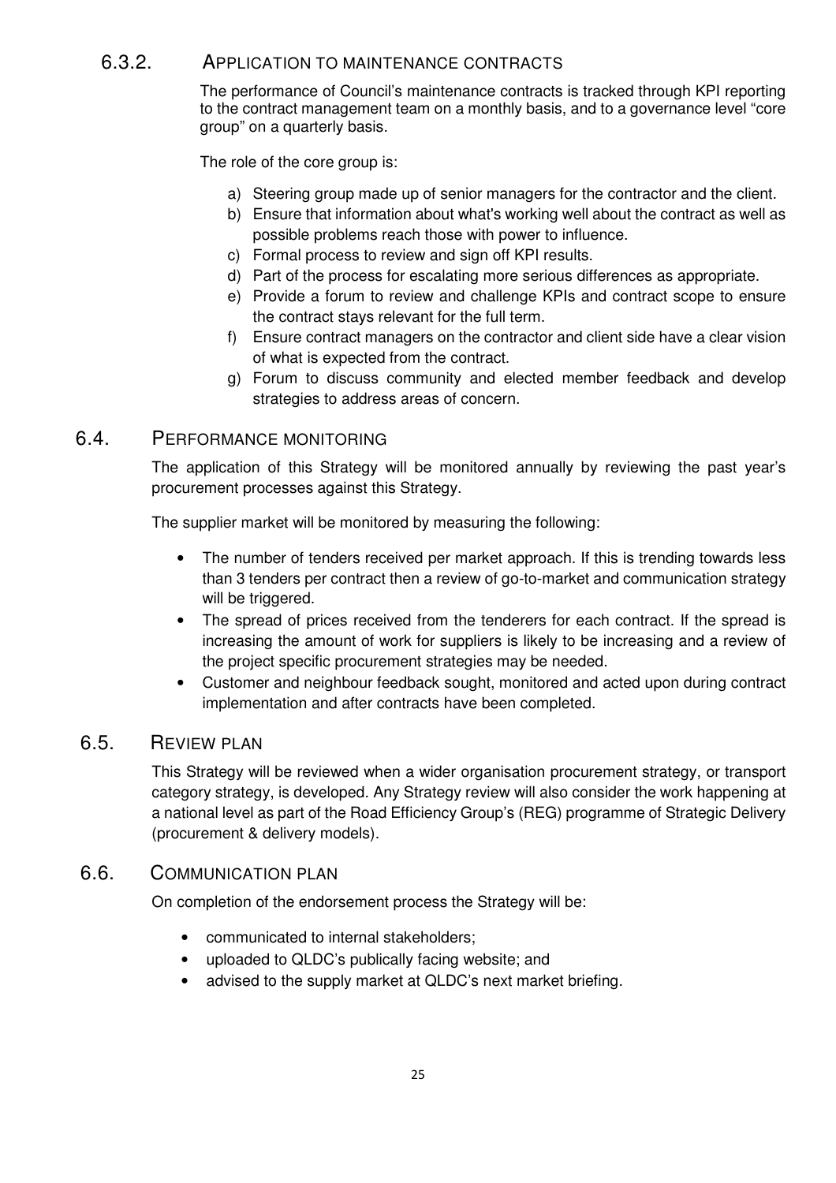#### 6.3.2. Application to maintenance contracts

The performance of Council's maintenance contracts is tracked through KPI reporting to the contract management team on a monthly basis, and to a governance level "core group" on a quarterly basis.

The role of the core group is:

a) Steering group made up of senior managers for the contractor and the client.
b) Ensure that information about what's working well about the contract as well as possible problems reach those with power to influence.
c) Formal process to review and sign off KPI results.
d) Part of the process for escalating more serious differences as appropriate.
e) Provide a forum to review and challenge KPIs and contract scope to ensure the contract stays relevant for the full term.
f) Ensure contract managers on the contractor and client side have a clear vision of what is expected from the contract.
g) Forum to discuss community and elected member feedback and develop strategies to address areas of concern.

### 6.4. Performance monitoring

The application of this Strategy will be monitored annually by reviewing the past year's procurement processes against this Strategy.

The supplier market will be monitored by measuring the following:

- The number of tenders received per market approach. If this is trending towards less than 3 tenders per contract then a review of go-to-market and communication strategy will be triggered.
- The spread of prices received from the tenderers for each contract. If the spread is increasing the amount of work for suppliers is likely to be increasing and a review of the project specific procurement strategies may be needed.
- Customer and neighbour feedback sought, monitored and acted upon during contract implementation and after contracts have been completed.

### 6.5. Review plan

This Strategy will be reviewed when a wider organisation procurement strategy, or transport category strategy, is developed. Any Strategy review will also consider the work happening at a national level as part of the Road Efficiency Group's (REG) programme of Strategic Delivery (procurement & delivery models).

### 6.6. Communication plan

On completion of the endorsement process the Strategy will be:

- communicated to internal stakeholders;
- uploaded to QLDC's publically facing website; and
- advised to the supply market at QLDC's next market briefing.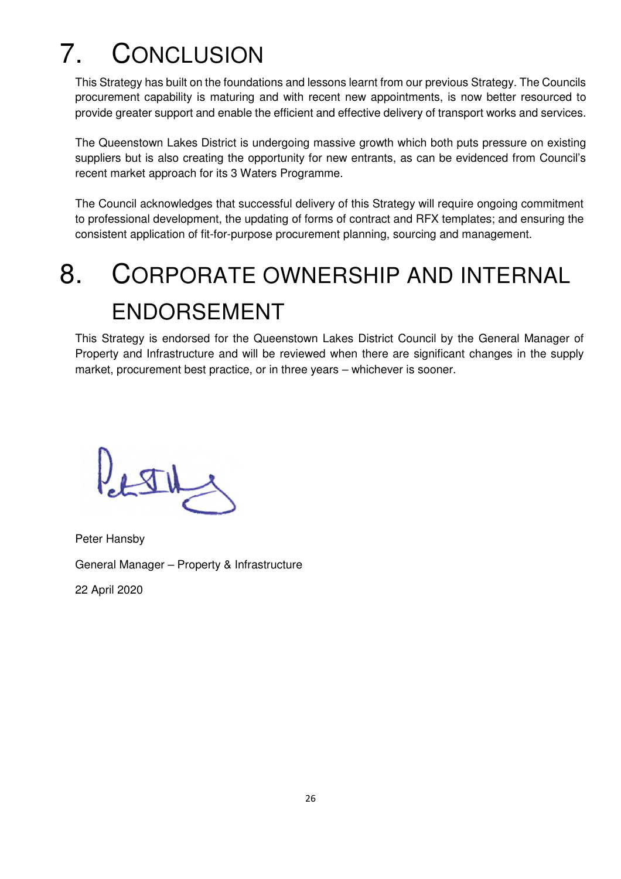# 7. CONCLUSION

This Strategy has built on the foundations and lessons learnt from our previous Strategy. The Councils procurement capability is maturing and with recent new appointments, is now better resourced to provide greater support and enable the efficient and effective delivery of transport works and services.

The Queenstown Lakes District is undergoing massive growth which both puts pressure on existing suppliers but is also creating the opportunity for new entrants, as can be evidenced from Council's recent market approach for its 3 Waters Programme.

The Council acknowledges that successful delivery of this Strategy will require ongoing commitment to professional development, the updating of forms of contract and RFX templates; and ensuring the consistent application of fit-for-purpose procurement planning, sourcing and management.

# 8. CORPORATE OWNERSHIP AND INTERNAL ENDORSEMENT

This Strategy is endorsed for the Queenstown Lakes District Council by the General Manager of Property and Infrastructure and will be reviewed when there are significant changes in the supply market, procurement best practice, or in three years – whichever is sooner.

Peter Hansby

General Manager – Property & Infrastructure

22 April 2020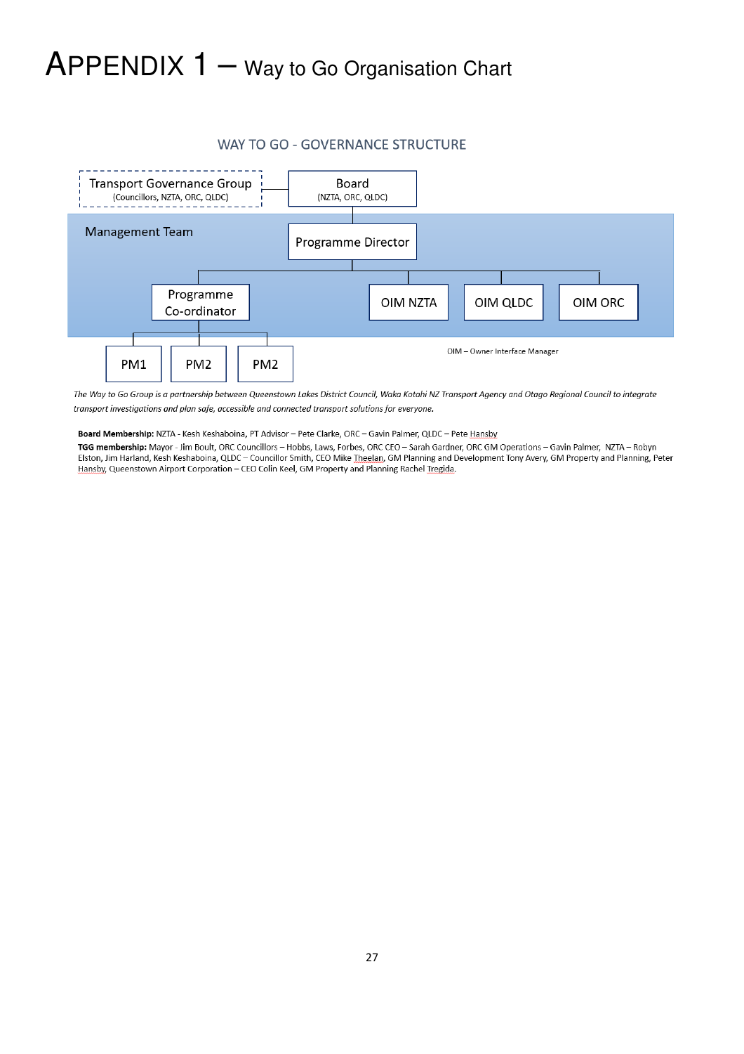# APPENDIX 1 – Way to Go Organisation Chart

WAY TO GO - GOVERNANCE STRUCTURE

Transport Governance Group (Councillors, NZTA, ORC, QLDC)

Board (NZTA, ORC, QLDC)

Management Team

Programme Director

Programme Co-ordinator

OIM NZTA

OIM QLDC

OIM ORC

PM1

PM2

PM2

OIM – Owner Interface Manager

*The Way to Go Group is a partnership between Queenstown Lakes District Council, Waka Kotahi NZ Transport Agency and Otago Regional Council to integrate transport investigations and plan safe, accessible and connected transport solutions for everyone.*

**Board Membership:** NZTA - Kesh Keshaboina, PT Advisor – Pete Clarke, ORC – Gavin Palmer, QLDC – Pete Hansby

**TGG membership:** Mayor - Jim Boult, ORC Councillors – Hobbs, Laws, Forbes, ORC CEO – Sarah Gardner, ORC GM Operations – Gavin Palmer, NZTA – Robyn Elston, Jim Harland, Kesh Keshaboina, QLDC – Councillor Smith, CEO Mike Theelan, GM Planning and Development Tony Avery, GM Property and Planning, Peter Hansby, Queenstown Airport Corporation – CEO Colin Keel, GM Property and Planning Rachel Tregida.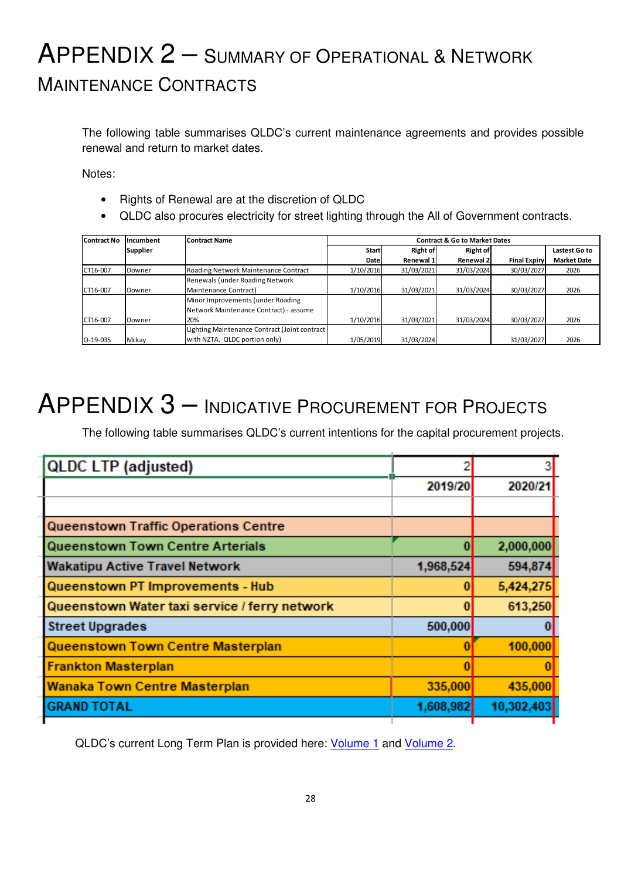# APPENDIX 2 – SUMMARY OF OPERATIONAL & NETWORK MAINTENANCE CONTRACTS

The following table summarises QLDC's current maintenance agreements and provides possible renewal and return to market dates.

Notes:

- Rights of Renewal are at the discretion of QLDC
- QLDC also procures electricity for street lighting through the All of Government contracts.

| Contract No | Incumbent Supplier | Contract Name | Contract & Go to Market Dates | | | | |
|---|---|---|---|---|---|---|---|
| | | | Start Date | Right of Renewal 1 | Right of Renewal 2 | Final Expiry | Lastest Go to Market Date |
| CT16-007 | Downer | Roading Network Maintenance Contract | 1/10/2016 | 31/03/2021 | 31/03/2024 | 30/03/2027 | 2026 |
| CT16-007 | Downer | Renewals (under Roading Network Maintenance Contract) | 1/10/2016 | 31/03/2021 | 31/03/2024 | 30/03/2027 | 2026 |
| CT16-007 | Downer | Minor Improvements (under Roading Network Maintenance Contract) - assume 20% | 1/10/2016 | 31/03/2021 | 31/03/2024 | 30/03/2027 | 2026 |
| O-19-035 | Mckay | Lighting Maintenance Contract (Joint contract with NZTA. QLDC portion only) | 1/05/2019 | 31/03/2024 | | 31/03/2027 | 2026 |

# APPENDIX 3 – INDICATIVE PROCUREMENT FOR PROJECTS

The following table summarises QLDC's current intentions for the capital procurement projects.

| QLDC LTP (adjusted) | 2 | 3 |
|---|---|---|
| | 2019/20 | 2020/21 |
| | | |
| Queenstown Traffic Operations Centre | | |
| Queenstown Town Centre Arterials | 0 | 2,000,000 |
| Wakatipu Active Travel Network | 1,968,524 | 594,874 |
| Queenstown PT Improvements - Hub | 0 | 5,424,275 |
| Queenstown Water taxi service / ferry network | 0 | 613,250 |
| Street Upgrades | 500,000 | 0 |
| Queenstown Town Centre Masterplan | 0 | 100,000 |
| Frankton Masterplan | 0 | 0 |
| Wanaka Town Centre Masterplan | 335,000 | 435,000 |
| GRAND TOTAL | 1,608,982 | 10,302,403 |

QLDC's current Long Term Plan is provided here: [Volume 1]() and [Volume 2]().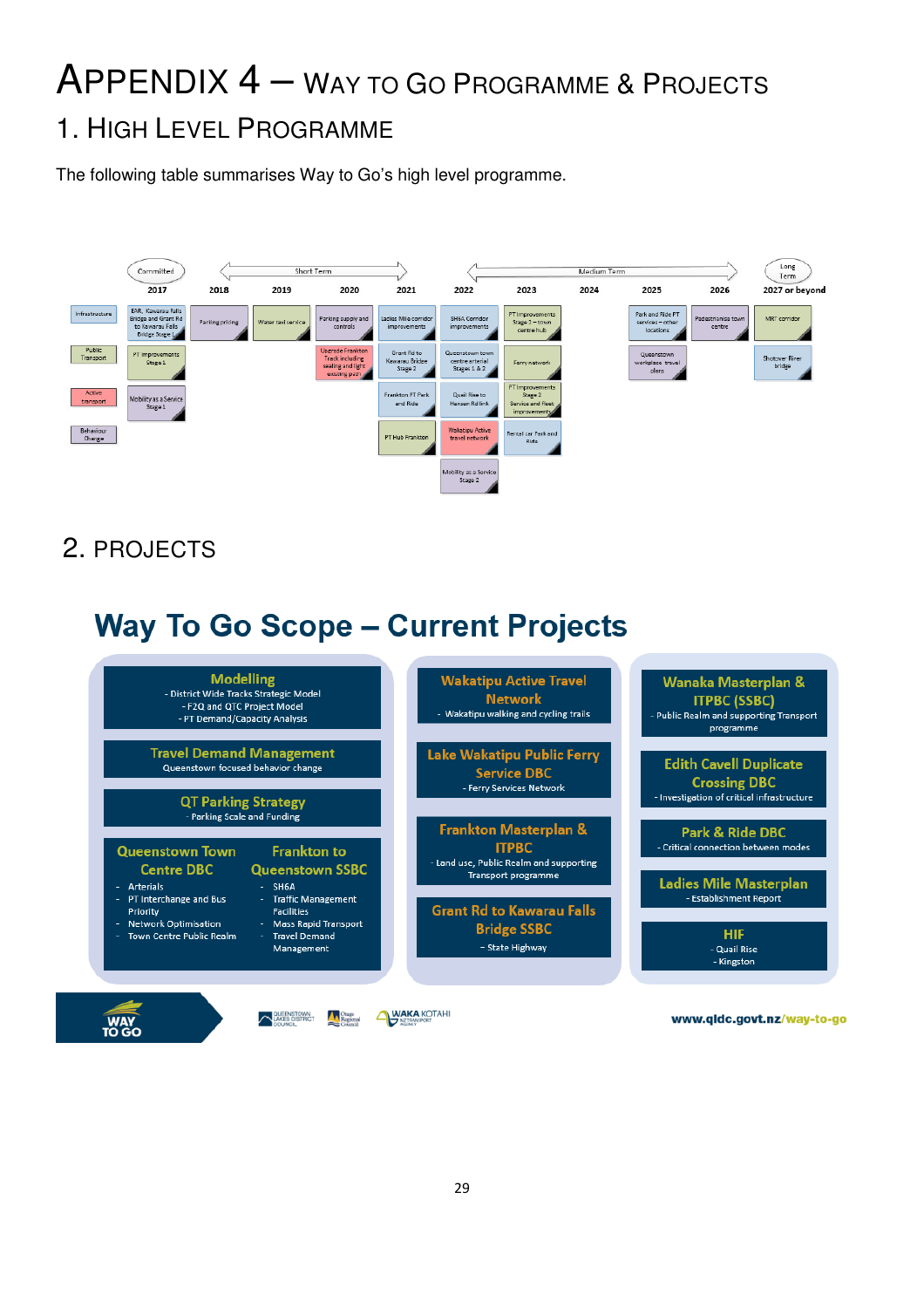# APPENDIX 4 – WAY TO GO PROGRAMME & PROJECTS

## 1. HIGH LEVEL PROGRAMME

The following table summarises Way to Go's high level programme.

| | Committed 2017 | Short Term 2018 | 2019 | 2020 | 2021 | 2022 | Medium Term 2023 | 2024 | 2025 | 2026 | Long Term 2027 or beyond |
|---|---|---|---|---|---|---|---|---|---|---|---|
| Infrastructure | EAR, Kawarau Falls Bridge and Grant Rd to Kawarau Falls Bridge Stage 1 | Parking pricing | Water taxi service | Parking supply and controls | Ladies Mile corridor improvements | SH6A Corridor improvements | PT improvements Stage 1 – town centre hub | | Park and Ride PT services – other locations | Pedestrianise town centre | MRT corridor |
| Public Transport | PT improvements Stage 1 | | | Upgrade Frankton Track including sealing and light existing path | Grant Rd to Kawarau Bridge Stage 2 | Queenstown town centre arterial Stages 1 & 2 | Ferry network | | Queenstown workplace travel plans | | Shotover River bridge |
| Active transport | Mobility as a Service Stage 1 | | | | Frankton PT Park and Ride | Quail Rise to Hansen Rd link | PT improvements Stage 2 Service and fleet improvements | | | | |
| Behaviour Change | | | | | PT Hub Frankton | Wakatipu Active travel network | Rental car Park and Ride | | | | |
| | | | | | | Mobility as a Service Stage 2 | | | | | |

## 2. PROJECTS

### Way To Go Scope – Current Projects

**Modelling**
- District Wide Tracks Strategic Model
- F2Q and QTC Project Model
- PT Demand/Capacity Analysis

**Travel Demand Management**
Queenstown focused behavior change

**QT Parking Strategy**
- Parking Scale and Funding

**Queenstown Town Centre DBC**
- Arterials
- PT Interchange and Bus Priority
- Network Optimisation
- Town Centre Public Realm

**Frankton to Queenstown SSBC**
- SH6A
- Traffic Management Facilities
- Mass Rapid Transport
- Travel Demand Management

**Wakatipu Active Travel Network**
- Wakatipu walking and cycling trails

**Lake Wakatipu Public Ferry Service DBC**
- Ferry Services Network

**Frankton Masterplan & ITPBC**
- Land use, Public Realm and supporting Transport programme

**Grant Rd to Kawarau Falls Bridge SSBC**
- State Highway

**Wanaka Masterplan & ITPBC (SSBC)**
- Public Realm and supporting Transport programme

**Edith Cavell Duplicate Crossing DBC**
- Investigation of critical infrastructure

**Park & Ride DBC**
- Critical connection between modes

**Ladies Mile Masterplan**
- Establishment Report

**HIF**
- Quail Rise
- Kingston

WAY TO GO | Queenstown Lakes District Council | Otago Regional Council | Waka Kotahi NZ Transport Agency

www.qldc.govt.nz/way-to-go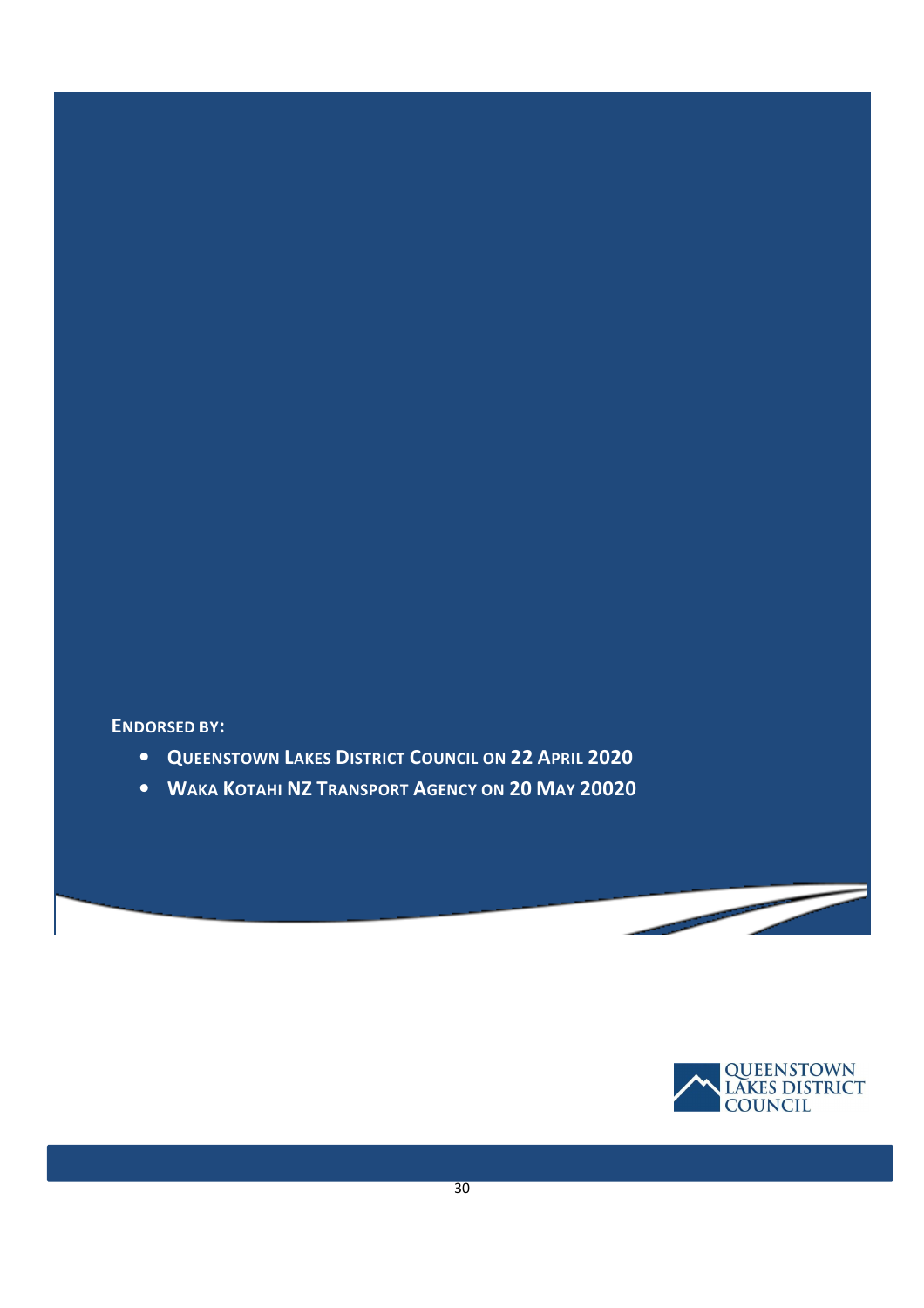**ENDORSED BY:**

- **QUEENSTOWN LAKES DISTRICT COUNCIL ON 22 APRIL 2020**
- **WAKA KOTAHI NZ TRANSPORT AGENCY ON 20 MAY 20020**

QUEENSTOWN LAKES DISTRICT COUNCIL